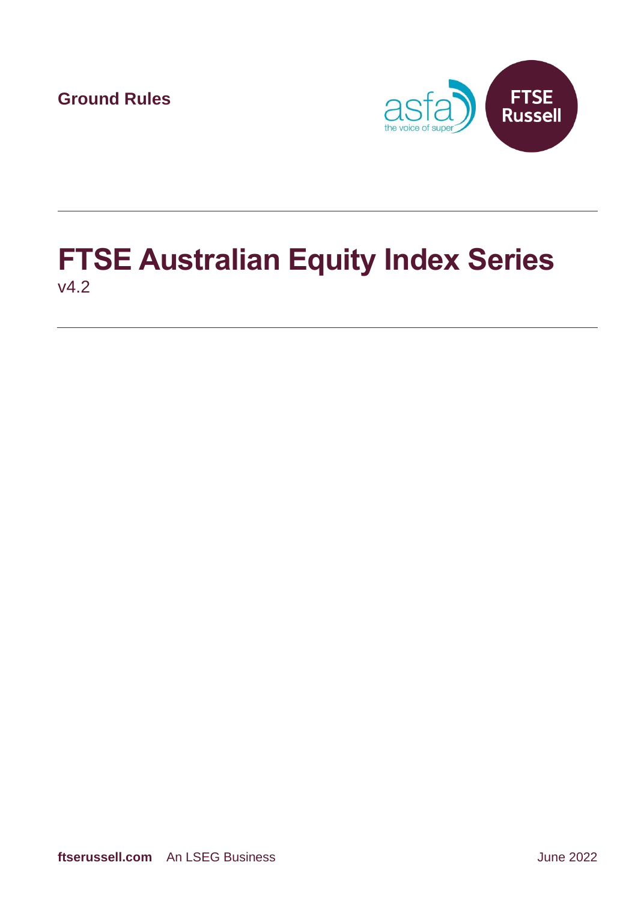Ground Rules

# FTSE Australian Equity Index Series

v4.2

ftserussell.com An LSEG Business

June 2022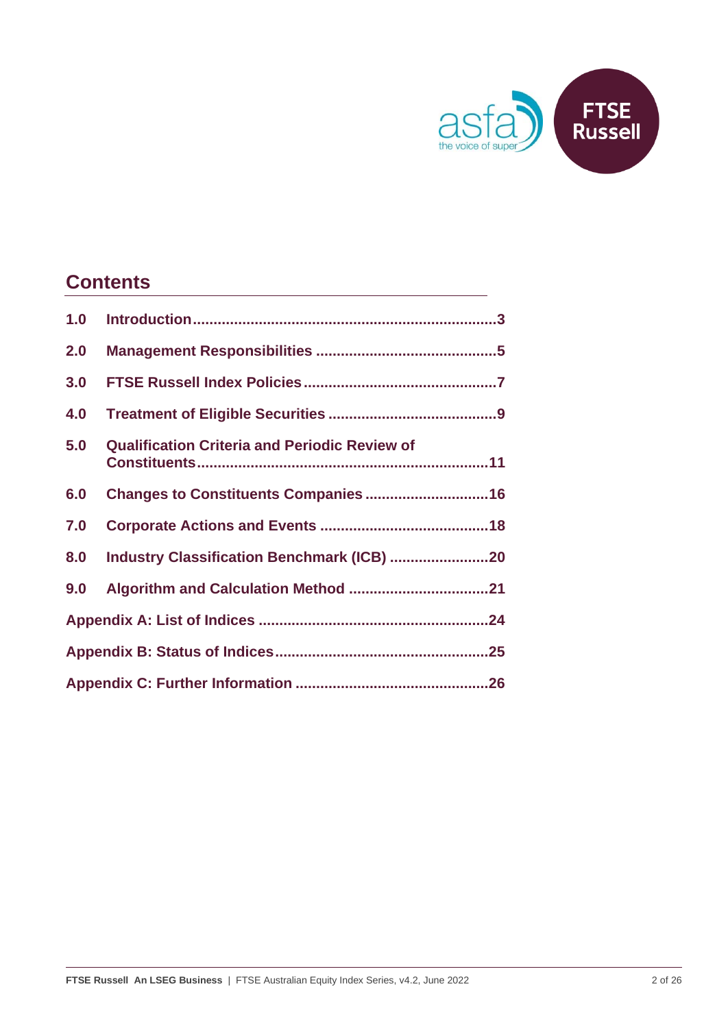## Contents

| | | |
|---|---|---|
| 1.0 | Introduction | 3 |
| 2.0 | Management Responsibilities | 5 |
| 3.0 | FTSE Russell Index Policies | 7 |
| 4.0 | Treatment of Eligible Securities | 9 |
| 5.0 | Qualification Criteria and Periodic Review of Constituents | 11 |
| 6.0 | Changes to Constituents Companies | 16 |
| 7.0 | Corporate Actions and Events | 18 |
| 8.0 | Industry Classification Benchmark (ICB) | 20 |
| 9.0 | Algorithm and Calculation Method | 21 |
| Appendix A: List of Indices | | 24 |
| Appendix B: Status of Indices | | 25 |
| Appendix C: Further Information | | 26 |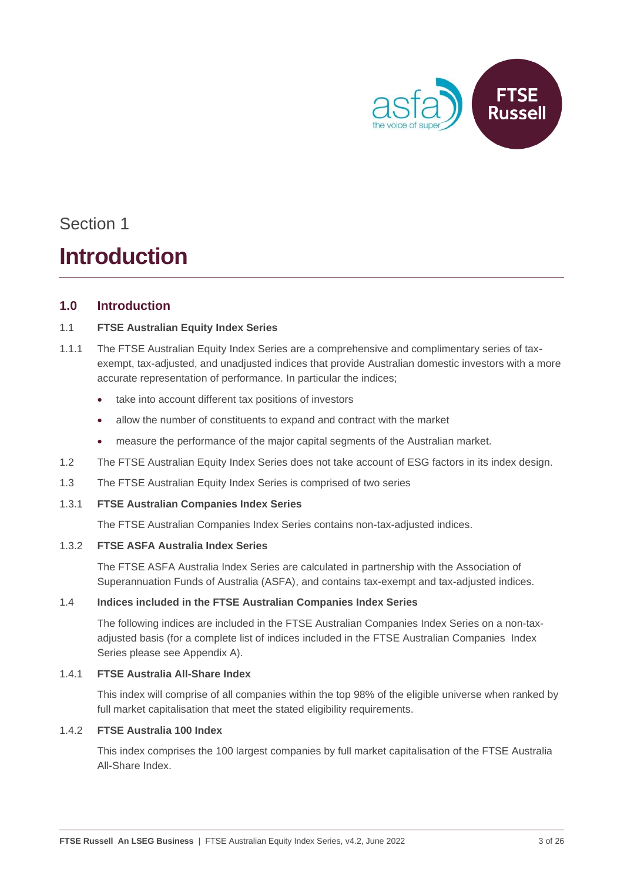Section 1

# Introduction

## 1.0 Introduction

### 1.1 FTSE Australian Equity Index Series

1.1.1 The FTSE Australian Equity Index Series are a comprehensive and complimentary series of tax-exempt, tax-adjusted, and unadjusted indices that provide Australian domestic investors with a more accurate representation of performance. In particular the indices;

- take into account different tax positions of investors
- allow the number of constituents to expand and contract with the market
- measure the performance of the major capital segments of the Australian market.

1.2 The FTSE Australian Equity Index Series does not take account of ESG factors in its index design.

1.3 The FTSE Australian Equity Index Series is comprised of two series

1.3.1 **FTSE Australian Companies Index Series**

The FTSE Australian Companies Index Series contains non-tax-adjusted indices.

1.3.2 **FTSE ASFA Australia Index Series**

The FTSE ASFA Australia Index Series are calculated in partnership with the Association of Superannuation Funds of Australia (ASFA), and contains tax-exempt and tax-adjusted indices.

### 1.4 Indices included in the FTSE Australian Companies Index Series

The following indices are included in the FTSE Australian Companies Index Series on a non-tax-adjusted basis (for a complete list of indices included in the FTSE Australian Companies Index Series please see Appendix A).

1.4.1 **FTSE Australia All-Share Index**

This index will comprise of all companies within the top 98% of the eligible universe when ranked by full market capitalisation that meet the stated eligibility requirements.

1.4.2 **FTSE Australia 100 Index**

This index comprises the 100 largest companies by full market capitalisation of the FTSE Australia All-Share Index.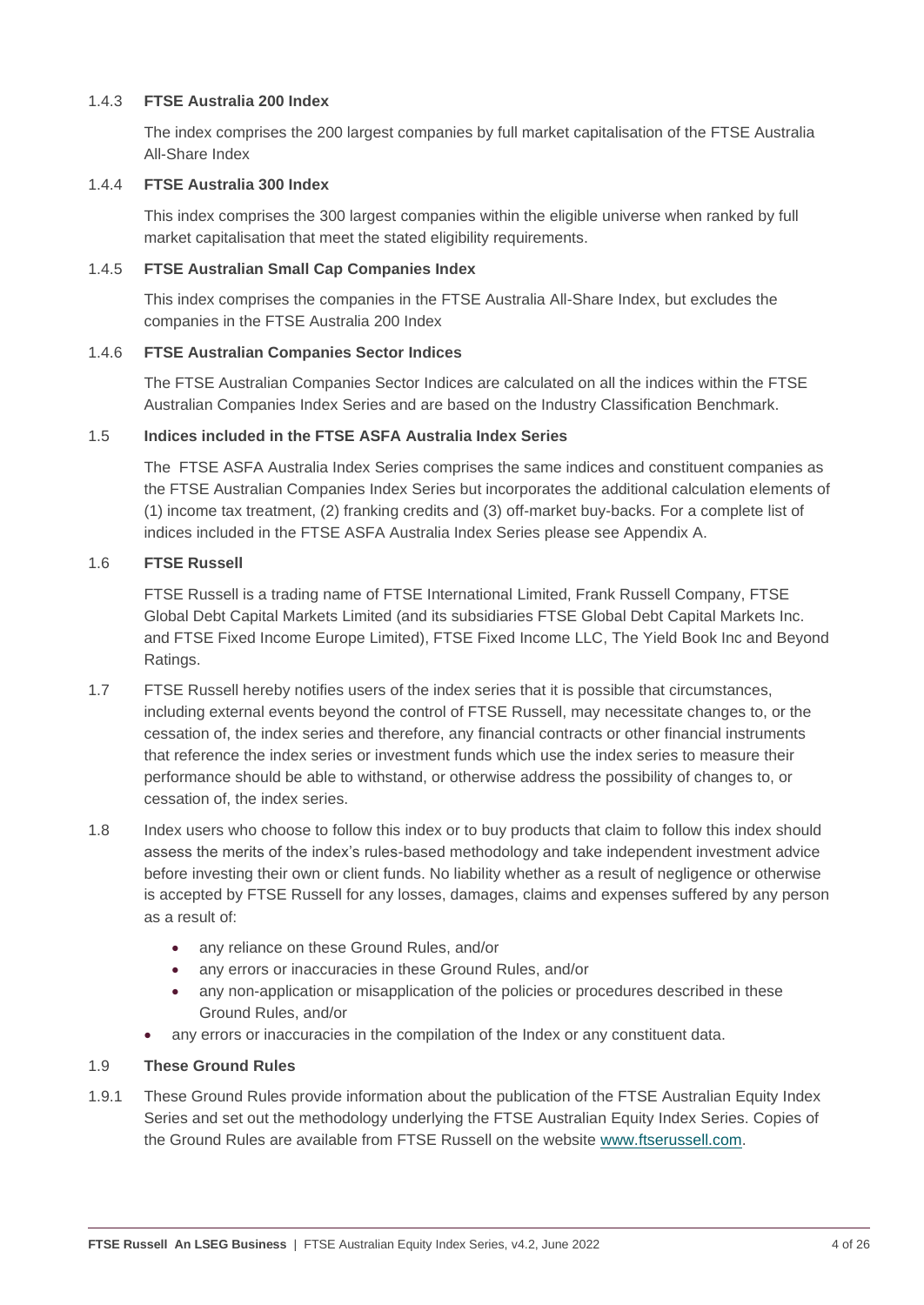### 1.4.3 FTSE Australia 200 Index

The index comprises the 200 largest companies by full market capitalisation of the FTSE Australia All-Share Index

### 1.4.4 FTSE Australia 300 Index

This index comprises the 300 largest companies within the eligible universe when ranked by full market capitalisation that meet the stated eligibility requirements.

### 1.4.5 FTSE Australian Small Cap Companies Index

This index comprises the companies in the FTSE Australia All-Share Index, but excludes the companies in the FTSE Australia 200 Index

### 1.4.6 FTSE Australian Companies Sector Indices

The FTSE Australian Companies Sector Indices are calculated on all the indices within the FTSE Australian Companies Index Series and are based on the Industry Classification Benchmark.

## 1.5 Indices included in the FTSE ASFA Australia Index Series

The FTSE ASFA Australia Index Series comprises the same indices and constituent companies as the FTSE Australian Companies Index Series but incorporates the additional calculation elements of (1) income tax treatment, (2) franking credits and (3) off-market buy-backs. For a complete list of indices included in the FTSE ASFA Australia Index Series please see Appendix A.

## 1.6 FTSE Russell

FTSE Russell is a trading name of FTSE International Limited, Frank Russell Company, FTSE Global Debt Capital Markets Limited (and its subsidiaries FTSE Global Debt Capital Markets Inc. and FTSE Fixed Income Europe Limited), FTSE Fixed Income LLC, The Yield Book Inc and Beyond Ratings.

1.7 FTSE Russell hereby notifies users of the index series that it is possible that circumstances, including external events beyond the control of FTSE Russell, may necessitate changes to, or the cessation of, the index series and therefore, any financial contracts or other financial instruments that reference the index series or investment funds which use the index series to measure their performance should be able to withstand, or otherwise address the possibility of changes to, or cessation of, the index series.

1.8 Index users who choose to follow this index or to buy products that claim to follow this index should assess the merits of the index's rules-based methodology and take independent investment advice before investing their own or client funds. No liability whether as a result of negligence or otherwise is accepted by FTSE Russell for any losses, damages, claims and expenses suffered by any person as a result of:

- any reliance on these Ground Rules, and/or
- any errors or inaccuracies in these Ground Rules, and/or
- any non-application or misapplication of the policies or procedures described in these Ground Rules, and/or
- any errors or inaccuracies in the compilation of the Index or any constituent data.

## 1.9 These Ground Rules

1.9.1 These Ground Rules provide information about the publication of the FTSE Australian Equity Index Series and set out the methodology underlying the FTSE Australian Equity Index Series. Copies of the Ground Rules are available from FTSE Russell on the website www.ftserussell.com.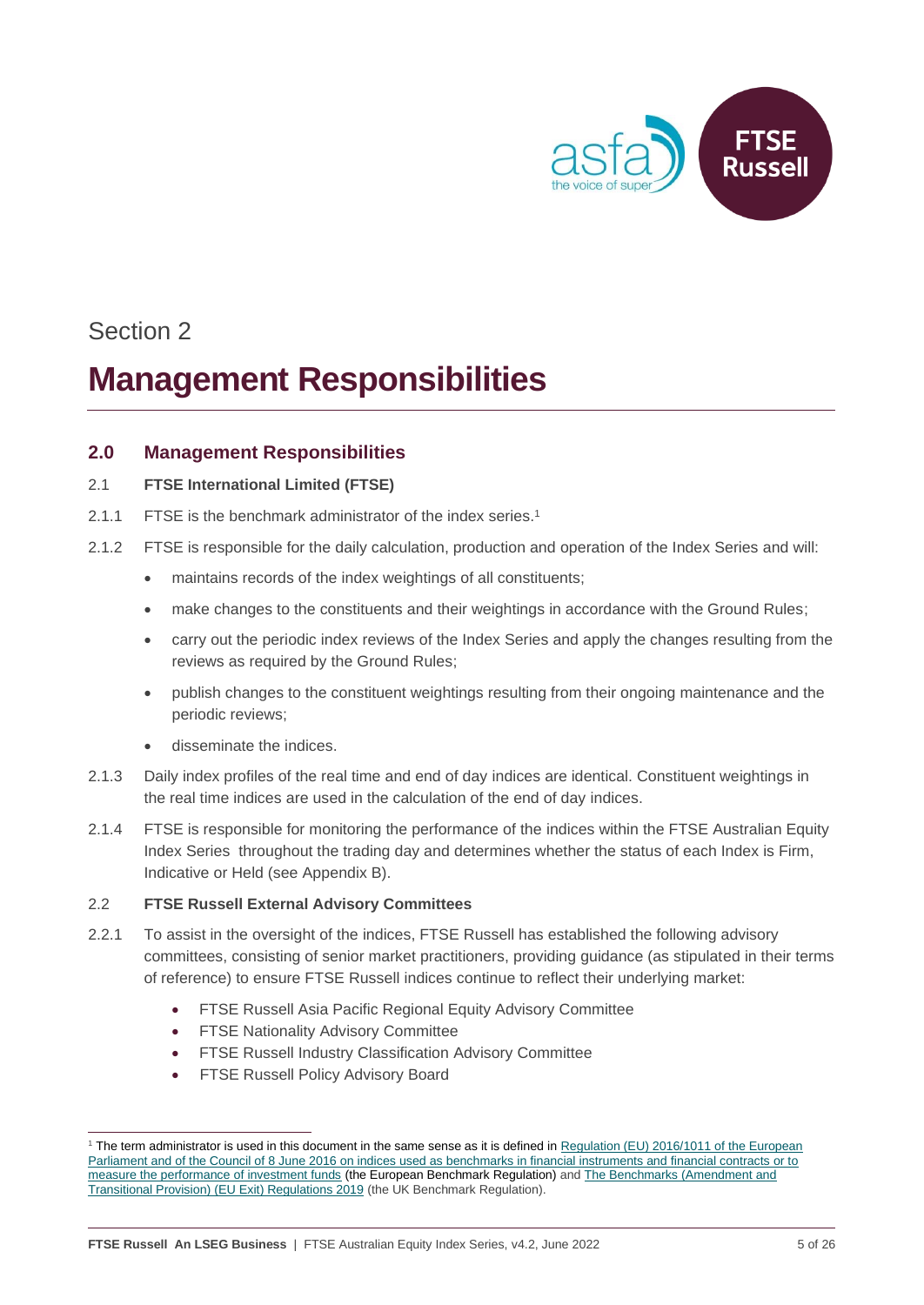Section 2

# Management Responsibilities

## 2.0 Management Responsibilities

### 2.1 FTSE International Limited (FTSE)

2.1.1 FTSE is the benchmark administrator of the index series.[1]

2.1.2 FTSE is responsible for the daily calculation, production and operation of the Index Series and will:

- maintains records of the index weightings of all constituents;
- make changes to the constituents and their weightings in accordance with the Ground Rules;
- carry out the periodic index reviews of the Index Series and apply the changes resulting from the reviews as required by the Ground Rules;
- publish changes to the constituent weightings resulting from their ongoing maintenance and the periodic reviews;
- disseminate the indices.

2.1.3 Daily index profiles of the real time and end of day indices are identical. Constituent weightings in the real time indices are used in the calculation of the end of day indices.

2.1.4 FTSE is responsible for monitoring the performance of the indices within the FTSE Australian Equity Index Series throughout the trading day and determines whether the status of each Index is Firm, Indicative or Held (see Appendix B).

### 2.2 FTSE Russell External Advisory Committees

2.2.1 To assist in the oversight of the indices, FTSE Russell has established the following advisory committees, consisting of senior market practitioners, providing guidance (as stipulated in their terms of reference) to ensure FTSE Russell indices continue to reflect their underlying market:

- FTSE Russell Asia Pacific Regional Equity Advisory Committee
- FTSE Nationality Advisory Committee
- FTSE Russell Industry Classification Advisory Committee
- FTSE Russell Policy Advisory Board

[1] The term administrator is used in this document in the same sense as it is defined in Regulation (EU) 2016/1011 of the European Parliament and of the Council of 8 June 2016 on indices used as benchmarks in financial instruments and financial contracts or to measure the performance of investment funds (the European Benchmark Regulation) and The Benchmarks (Amendment and Transitional Provision) (EU Exit) Regulations 2019 (the UK Benchmark Regulation).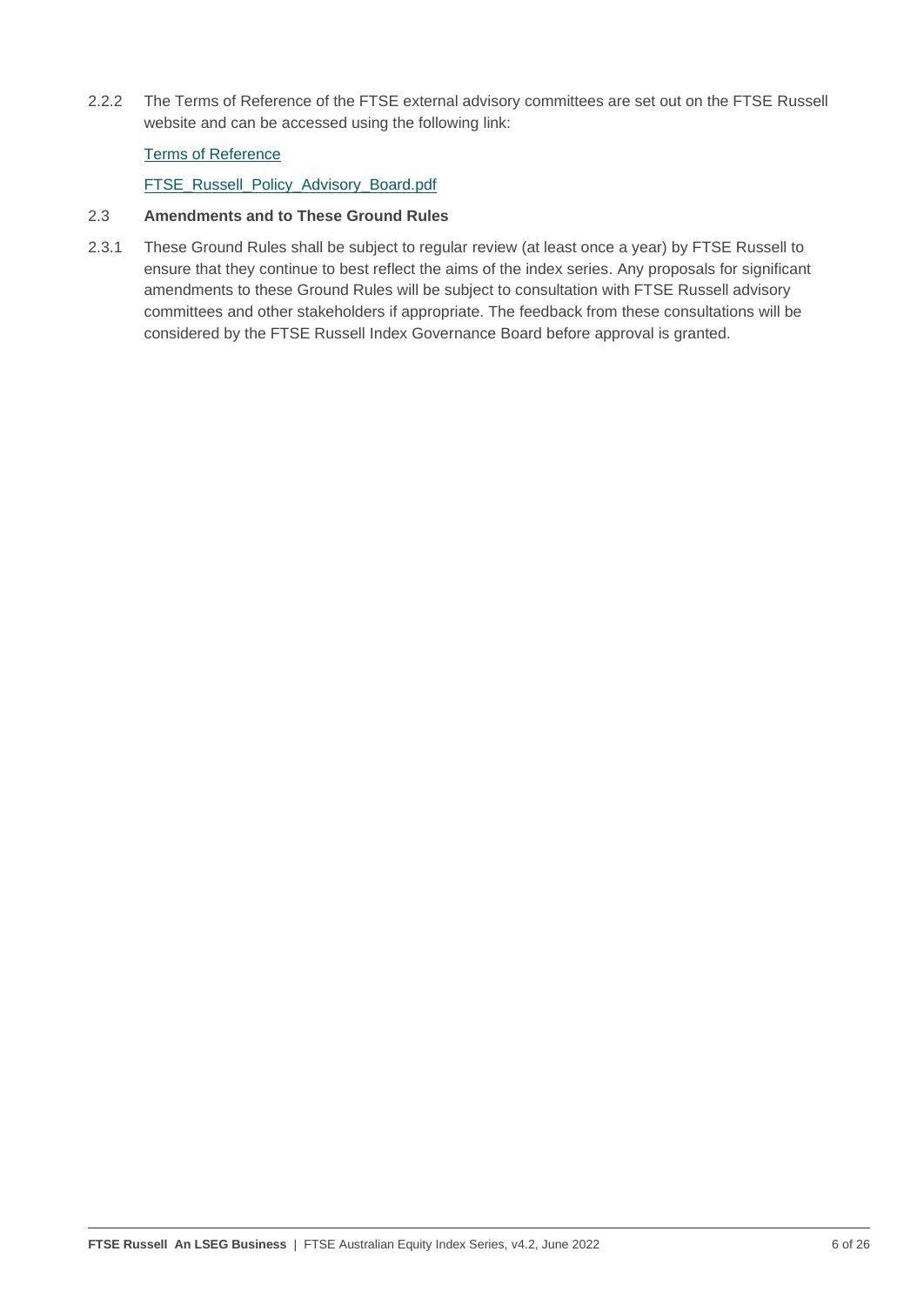2.2.2 The Terms of Reference of the FTSE external advisory committees are set out on the FTSE Russell website and can be accessed using the following link:

[Terms of Reference]

[FTSE_Russell_Policy_Advisory_Board.pdf]

### 2.3 Amendments and to These Ground Rules

2.3.1 These Ground Rules shall be subject to regular review (at least once a year) by FTSE Russell to ensure that they continue to best reflect the aims of the index series. Any proposals for significant amendments to these Ground Rules will be subject to consultation with FTSE Russell advisory committees and other stakeholders if appropriate. The feedback from these consultations will be considered by the FTSE Russell Index Governance Board before approval is granted.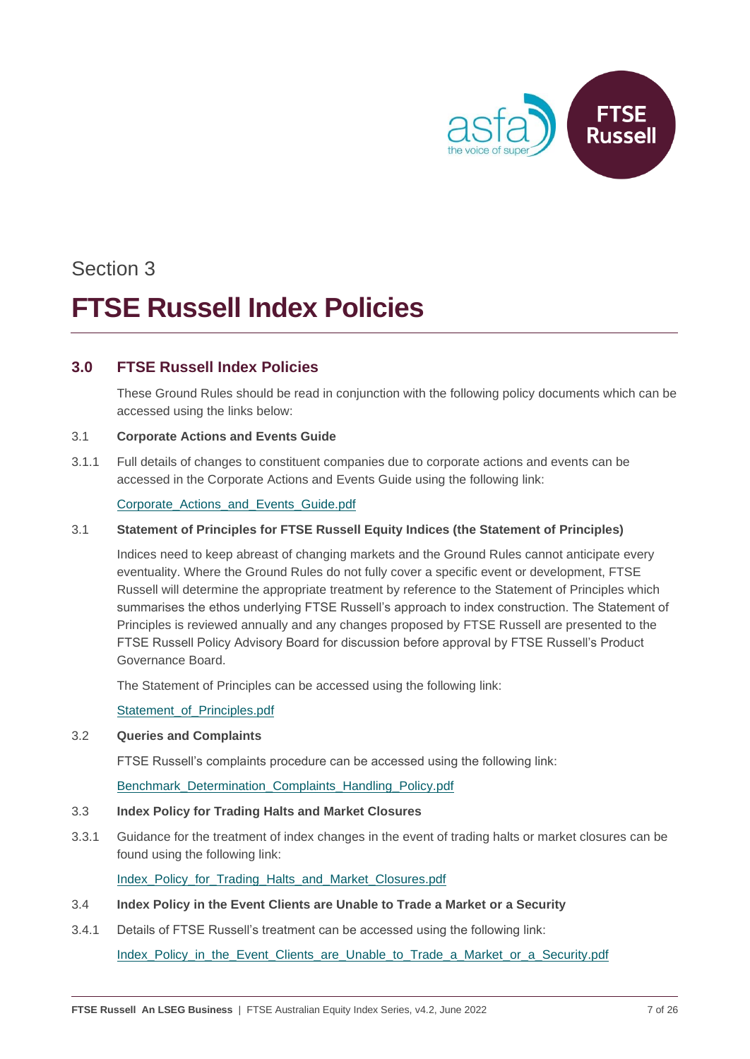Section 3

# FTSE Russell Index Policies

## 3.0 FTSE Russell Index Policies

These Ground Rules should be read in conjunction with the following policy documents which can be accessed using the links below:

### 3.1 Corporate Actions and Events Guide

3.1.1 Full details of changes to constituent companies due to corporate actions and events can be accessed in the Corporate Actions and Events Guide using the following link:

Corporate_Actions_and_Events_Guide.pdf

### 3.1 Statement of Principles for FTSE Russell Equity Indices (the Statement of Principles)

Indices need to keep abreast of changing markets and the Ground Rules cannot anticipate every eventuality. Where the Ground Rules do not fully cover a specific event or development, FTSE Russell will determine the appropriate treatment by reference to the Statement of Principles which summarises the ethos underlying FTSE Russell's approach to index construction. The Statement of Principles is reviewed annually and any changes proposed by FTSE Russell are presented to the FTSE Russell Policy Advisory Board for discussion before approval by FTSE Russell's Product Governance Board.

The Statement of Principles can be accessed using the following link:

Statement_of_Principles.pdf

### 3.2 Queries and Complaints

FTSE Russell's complaints procedure can be accessed using the following link:

Benchmark_Determination_Complaints_Handling_Policy.pdf

### 3.3 Index Policy for Trading Halts and Market Closures

3.3.1 Guidance for the treatment of index changes in the event of trading halts or market closures can be found using the following link:

Index_Policy_for_Trading_Halts_and_Market_Closures.pdf

### 3.4 Index Policy in the Event Clients are Unable to Trade a Market or a Security

3.4.1 Details of FTSE Russell's treatment can be accessed using the following link:

Index_Policy_in_the_Event_Clients_are_Unable_to_Trade_a_Market_or_a_Security.pdf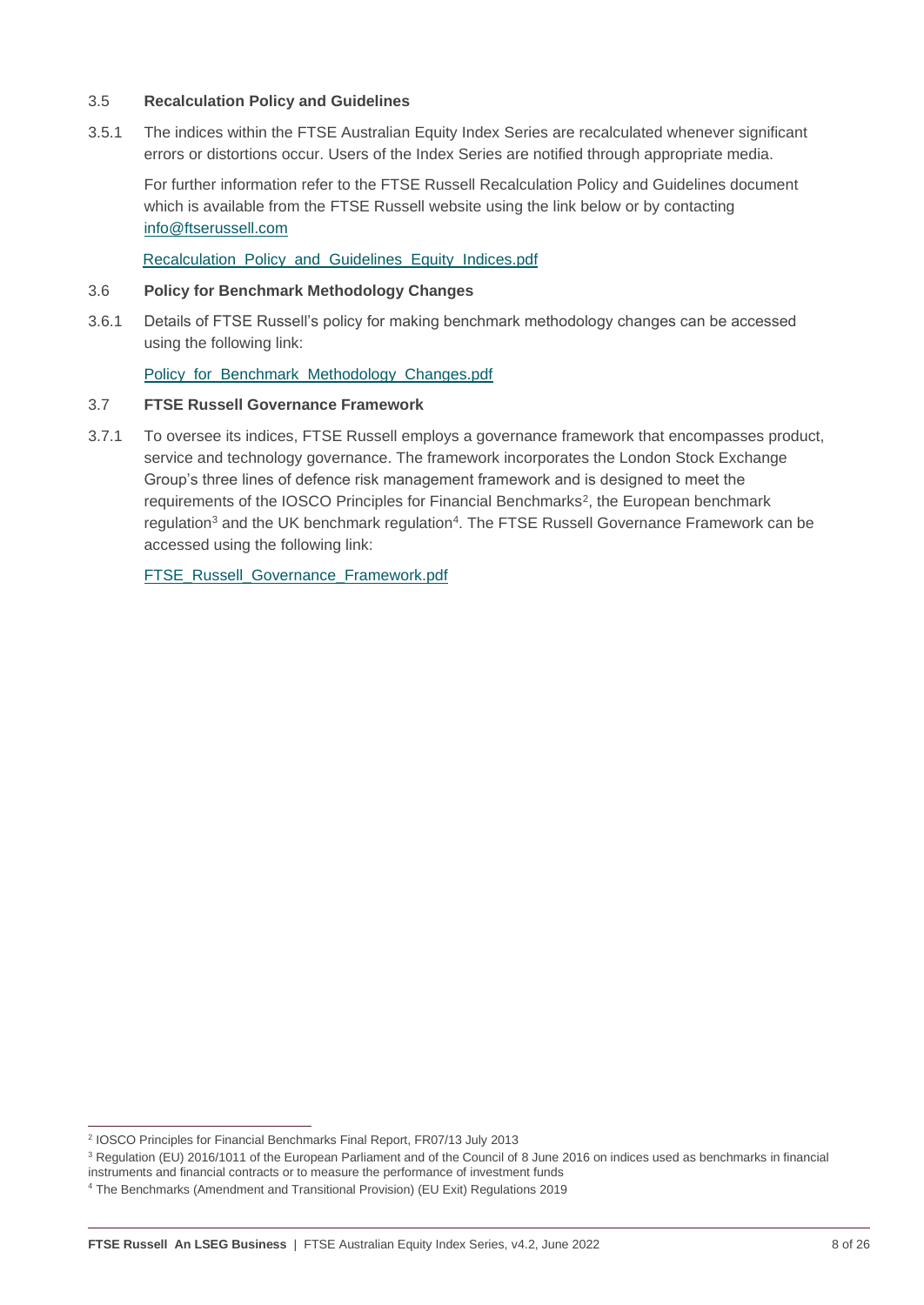### 3.5 Recalculation Policy and Guidelines

3.5.1 The indices within the FTSE Australian Equity Index Series are recalculated whenever significant errors or distortions occur. Users of the Index Series are notified through appropriate media.

For further information refer to the FTSE Russell Recalculation Policy and Guidelines document which is available from the FTSE Russell website using the link below or by contacting info@ftserussell.com

Recalculation_Policy_and_Guidelines_Equity_Indices.pdf

### 3.6 Policy for Benchmark Methodology Changes

3.6.1 Details of FTSE Russell's policy for making benchmark methodology changes can be accessed using the following link:

Policy_for_Benchmark_Methodology_Changes.pdf

### 3.7 FTSE Russell Governance Framework

3.7.1 To oversee its indices, FTSE Russell employs a governance framework that encompasses product, service and technology governance. The framework incorporates the London Stock Exchange Group's three lines of defence risk management framework and is designed to meet the requirements of the IOSCO Principles for Financial Benchmarks[2], the European benchmark regulation[3] and the UK benchmark regulation[4]. The FTSE Russell Governance Framework can be accessed using the following link:

FTSE_Russell_Governance_Framework.pdf

---

[2] IOSCO Principles for Financial Benchmarks Final Report, FR07/13 July 2013

[3] Regulation (EU) 2016/1011 of the European Parliament and of the Council of 8 June 2016 on indices used as benchmarks in financial instruments and financial contracts or to measure the performance of investment funds

[4] The Benchmarks (Amendment and Transitional Provision) (EU Exit) Regulations 2019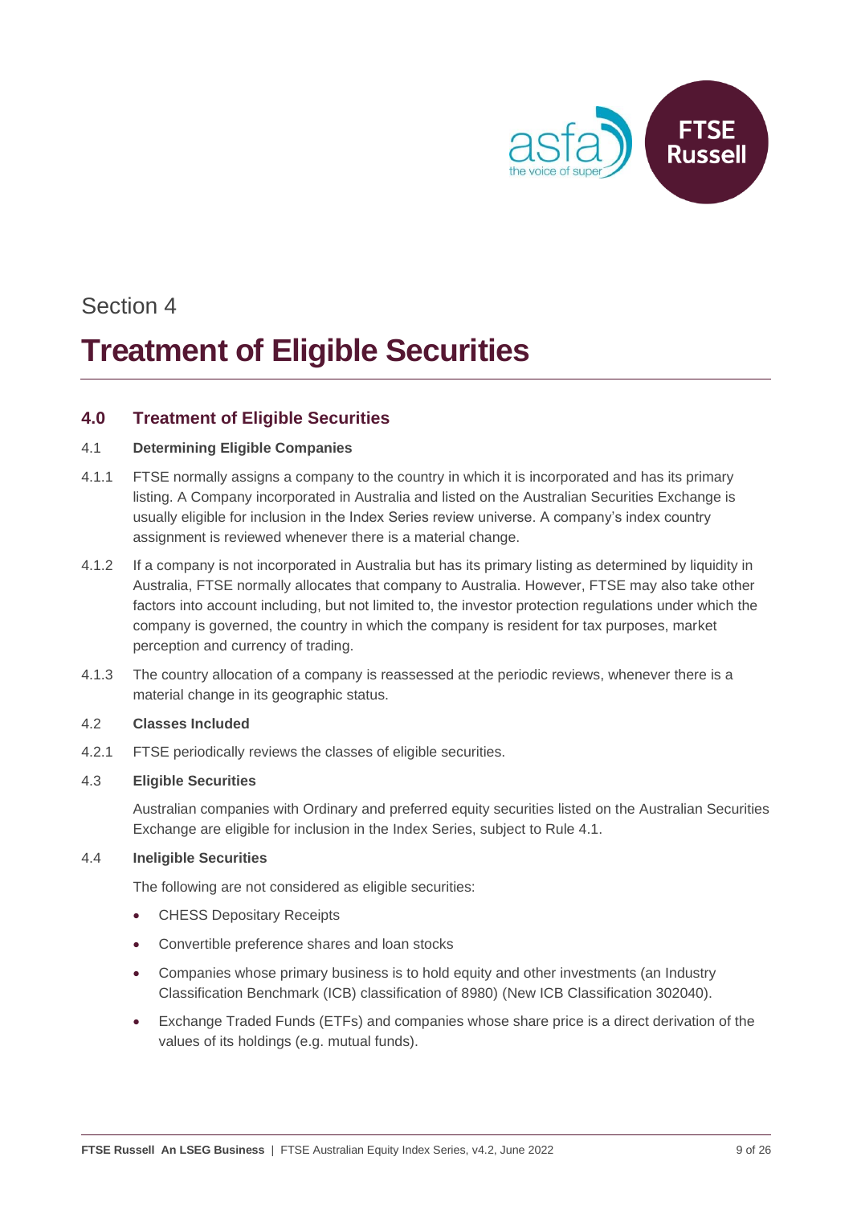Section 4

# Treatment of Eligible Securities

## 4.0 Treatment of Eligible Securities

### 4.1 Determining Eligible Companies

4.1.1 FTSE normally assigns a company to the country in which it is incorporated and has its primary listing. A Company incorporated in Australia and listed on the Australian Securities Exchange is usually eligible for inclusion in the Index Series review universe. A company's index country assignment is reviewed whenever there is a material change.

4.1.2 If a company is not incorporated in Australia but has its primary listing as determined by liquidity in Australia, FTSE normally allocates that company to Australia. However, FTSE may also take other factors into account including, but not limited to, the investor protection regulations under which the company is governed, the country in which the company is resident for tax purposes, market perception and currency of trading.

4.1.3 The country allocation of a company is reassessed at the periodic reviews, whenever there is a material change in its geographic status.

### 4.2 Classes Included

4.2.1 FTSE periodically reviews the classes of eligible securities.

### 4.3 Eligible Securities

Australian companies with Ordinary and preferred equity securities listed on the Australian Securities Exchange are eligible for inclusion in the Index Series, subject to Rule 4.1.

### 4.4 Ineligible Securities

The following are not considered as eligible securities:

- CHESS Depositary Receipts
- Convertible preference shares and loan stocks
- Companies whose primary business is to hold equity and other investments (an Industry Classification Benchmark (ICB) classification of 8980) (New ICB Classification 302040).
- Exchange Traded Funds (ETFs) and companies whose share price is a direct derivation of the values of its holdings (e.g. mutual funds).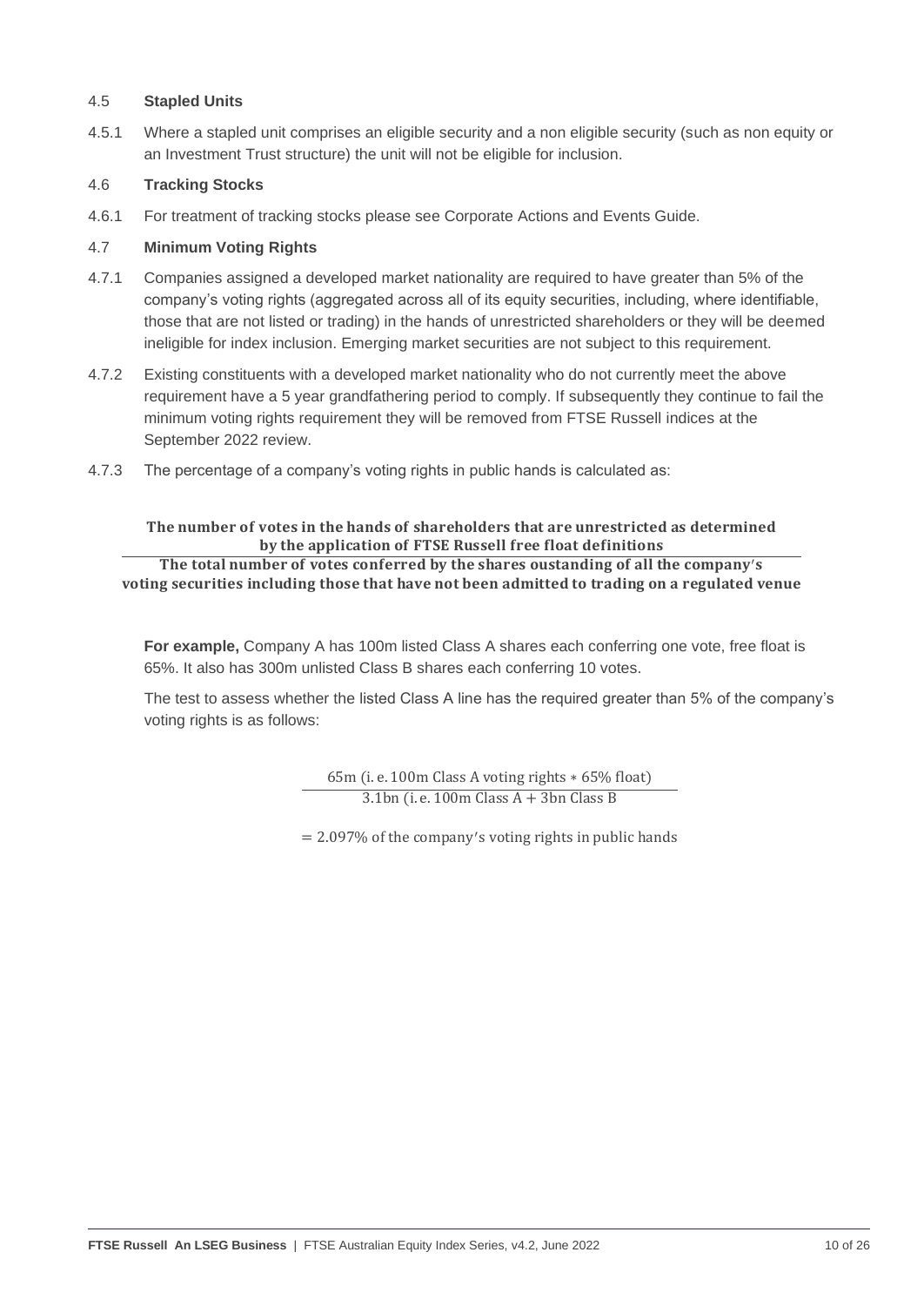### 4.5 Stapled Units

4.5.1 Where a stapled unit comprises an eligible security and a non eligible security (such as non equity or an Investment Trust structure) the unit will not be eligible for inclusion.

### 4.6 Tracking Stocks

4.6.1 For treatment of tracking stocks please see Corporate Actions and Events Guide.

### 4.7 Minimum Voting Rights

4.7.1 Companies assigned a developed market nationality are required to have greater than 5% of the company's voting rights (aggregated across all of its equity securities, including, where identifiable, those that are not listed or trading) in the hands of unrestricted shareholders or they will be deemed ineligible for index inclusion. Emerging market securities are not subject to this requirement.

4.7.2 Existing constituents with a developed market nationality who do not currently meet the above requirement have a 5 year grandfathering period to comply. If subsequently they continue to fail the minimum voting rights requirement they will be removed from FTSE Russell indices at the September 2022 review.

4.7.3 The percentage of a company's voting rights in public hands is calculated as:

$$\frac{\textbf{The number of votes in the hands of shareholders that are unrestricted as determined by the application of FTSE Russell free float definitions}}{\textbf{The total number of votes conferred by the shares oustanding of all the company's voting securities including those that have not been admitted to trading on a regulated venue}}$$

**For example,** Company A has 100m listed Class A shares each conferring one vote, free float is 65%. It also has 300m unlisted Class B shares each conferring 10 votes.

The test to assess whether the listed Class A line has the required greater than 5% of the company's voting rights is as follows:

$$\frac{\text{65m (i.e. 100m Class A voting rights * 65\% float)}}{\text{3.1bn (i.e. 100m Class A + 3bn Class B}}$$

$$= \text{2.097\% of the company's voting rights in public hands}$$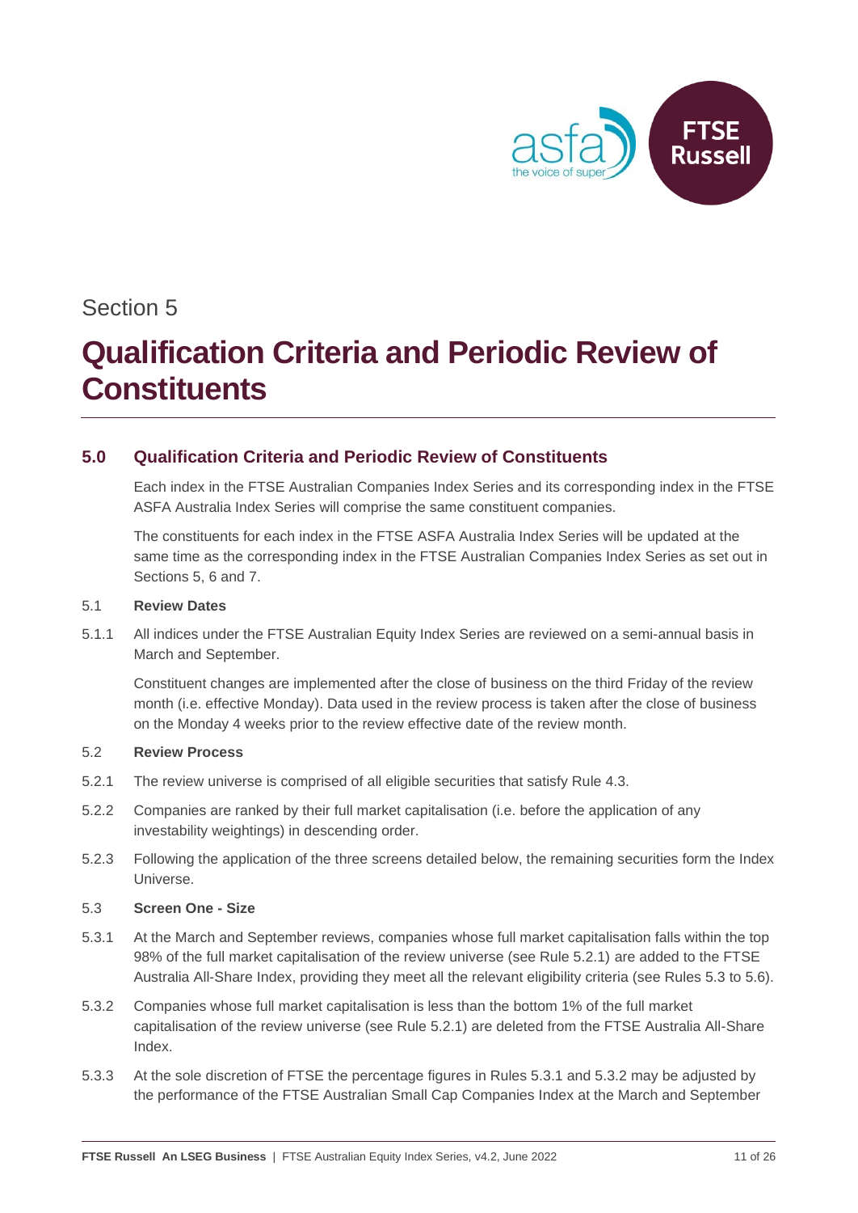Section 5

# Qualification Criteria and Periodic Review of Constituents

## 5.0 Qualification Criteria and Periodic Review of Constituents

Each index in the FTSE Australian Companies Index Series and its corresponding index in the FTSE ASFA Australia Index Series will comprise the same constituent companies.

The constituents for each index in the FTSE ASFA Australia Index Series will be updated at the same time as the corresponding index in the FTSE Australian Companies Index Series as set out in Sections 5, 6 and 7.

5.1 **Review Dates**

5.1.1 All indices under the FTSE Australian Equity Index Series are reviewed on a semi-annual basis in March and September.

Constituent changes are implemented after the close of business on the third Friday of the review month (i.e. effective Monday). Data used in the review process is taken after the close of business on the Monday 4 weeks prior to the review effective date of the review month.

5.2 **Review Process**

5.2.1 The review universe is comprised of all eligible securities that satisfy Rule 4.3.

5.2.2 Companies are ranked by their full market capitalisation (i.e. before the application of any investability weightings) in descending order.

5.2.3 Following the application of the three screens detailed below, the remaining securities form the Index Universe.

5.3 **Screen One - Size**

5.3.1 At the March and September reviews, companies whose full market capitalisation falls within the top 98% of the full market capitalisation of the review universe (see Rule 5.2.1) are added to the FTSE Australia All-Share Index, providing they meet all the relevant eligibility criteria (see Rules 5.3 to 5.6).

5.3.2 Companies whose full market capitalisation is less than the bottom 1% of the full market capitalisation of the review universe (see Rule 5.2.1) are deleted from the FTSE Australia All-Share Index.

5.3.3 At the sole discretion of FTSE the percentage figures in Rules 5.3.1 and 5.3.2 may be adjusted by the performance of the FTSE Australian Small Cap Companies Index at the March and September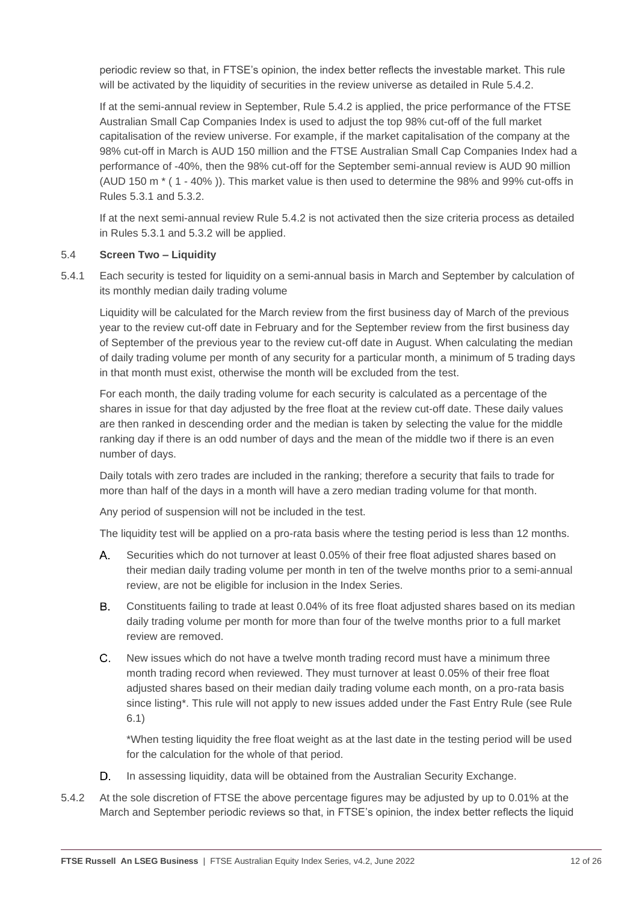periodic review so that, in FTSE's opinion, the index better reflects the investable market. This rule will be activated by the liquidity of securities in the review universe as detailed in Rule 5.4.2.

If at the semi-annual review in September, Rule 5.4.2 is applied, the price performance of the FTSE Australian Small Cap Companies Index is used to adjust the top 98% cut-off of the full market capitalisation of the review universe. For example, if the market capitalisation of the company at the 98% cut-off in March is AUD 150 million and the FTSE Australian Small Cap Companies Index had a performance of -40%, then the 98% cut-off for the September semi-annual review is AUD 90 million (AUD 150 m * ( 1 - 40% )). This market value is then used to determine the 98% and 99% cut-offs in Rules 5.3.1 and 5.3.2.

If at the next semi-annual review Rule 5.4.2 is not activated then the size criteria process as detailed in Rules 5.3.1 and 5.3.2 will be applied.

5.4 **Screen Two – Liquidity**

5.4.1 Each security is tested for liquidity on a semi-annual basis in March and September by calculation of its monthly median daily trading volume

Liquidity will be calculated for the March review from the first business day of March of the previous year to the review cut-off date in February and for the September review from the first business day of September of the previous year to the review cut-off date in August. When calculating the median of daily trading volume per month of any security for a particular month, a minimum of 5 trading days in that month must exist, otherwise the month will be excluded from the test.

For each month, the daily trading volume for each security is calculated as a percentage of the shares in issue for that day adjusted by the free float at the review cut-off date. These daily values are then ranked in descending order and the median is taken by selecting the value for the middle ranking day if there is an odd number of days and the mean of the middle two if there is an even number of days.

Daily totals with zero trades are included in the ranking; therefore a security that fails to trade for more than half of the days in a month will have a zero median trading volume for that month.

Any period of suspension will not be included in the test.

The liquidity test will be applied on a pro-rata basis where the testing period is less than 12 months.

A. Securities which do not turnover at least 0.05% of their free float adjusted shares based on their median daily trading volume per month in ten of the twelve months prior to a semi-annual review, are not be eligible for inclusion in the Index Series.

B. Constituents failing to trade at least 0.04% of its free float adjusted shares based on its median daily trading volume per month for more than four of the twelve months prior to a full market review are removed.

C. New issues which do not have a twelve month trading record must have a minimum three month trading record when reviewed. They must turnover at least 0.05% of their free float adjusted shares based on their median daily trading volume each month, on a pro-rata basis since listing*. This rule will not apply to new issues added under the Fast Entry Rule (see Rule 6.1)

*When testing liquidity the free float weight as at the last date in the testing period will be used for the calculation for the whole of that period.

D. In assessing liquidity, data will be obtained from the Australian Security Exchange.

5.4.2 At the sole discretion of FTSE the above percentage figures may be adjusted by up to 0.01% at the March and September periodic reviews so that, in FTSE's opinion, the index better reflects the liquid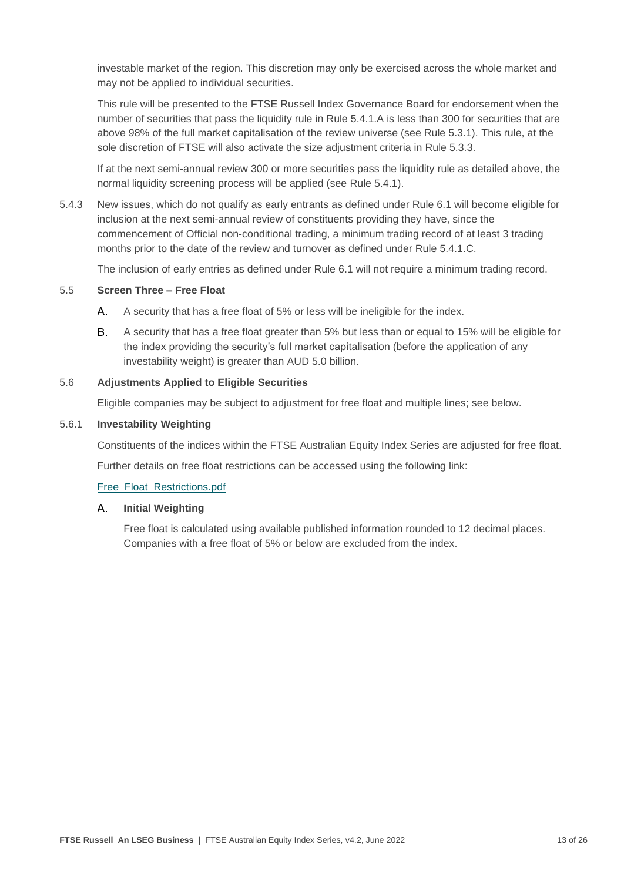investable market of the region. This discretion may only be exercised across the whole market and may not be applied to individual securities.

This rule will be presented to the FTSE Russell Index Governance Board for endorsement when the number of securities that pass the liquidity rule in Rule 5.4.1.A is less than 300 for securities that are above 98% of the full market capitalisation of the review universe (see Rule 5.3.1). This rule, at the sole discretion of FTSE will also activate the size adjustment criteria in Rule 5.3.3.

If at the next semi-annual review 300 or more securities pass the liquidity rule as detailed above, the normal liquidity screening process will be applied (see Rule 5.4.1).

5.4.3 New issues, which do not qualify as early entrants as defined under Rule 6.1 will become eligible for inclusion at the next semi-annual review of constituents providing they have, since the commencement of Official non-conditional trading, a minimum trading record of at least 3 trading months prior to the date of the review and turnover as defined under Rule 5.4.1.C.

The inclusion of early entries as defined under Rule 6.1 will not require a minimum trading record.

### 5.5 Screen Three – Free Float

A. A security that has a free float of 5% or less will be ineligible for the index.

B. A security that has a free float greater than 5% but less than or equal to 15% will be eligible for the index providing the security's full market capitalisation (before the application of any investability weight) is greater than AUD 5.0 billion.

### 5.6 Adjustments Applied to Eligible Securities

Eligible companies may be subject to adjustment for free float and multiple lines; see below.

#### 5.6.1 Investability Weighting

Constituents of the indices within the FTSE Australian Equity Index Series are adjusted for free float.

Further details on free float restrictions can be accessed using the following link:

Free_Float_Restrictions.pdf

**A. Initial Weighting**

Free float is calculated using available published information rounded to 12 decimal places. Companies with a free float of 5% or below are excluded from the index.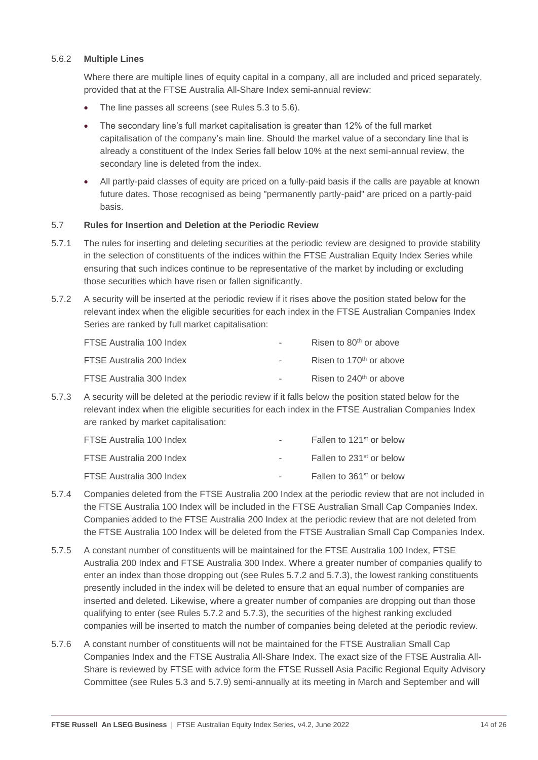#### 5.6.2 Multiple Lines

Where there are multiple lines of equity capital in a company, all are included and priced separately, provided that at the FTSE Australia All-Share Index semi-annual review:

- The line passes all screens (see Rules 5.3 to 5.6).
- The secondary line's full market capitalisation is greater than 12% of the full market capitalisation of the company's main line. Should the market value of a secondary line that is already a constituent of the Index Series fall below 10% at the next semi-annual review, the secondary line is deleted from the index.
- All partly-paid classes of equity are priced on a fully-paid basis if the calls are payable at known future dates. Those recognised as being "permanently partly-paid" are priced on a partly-paid basis.

### 5.7 Rules for Insertion and Deletion at the Periodic Review

5.7.1 The rules for inserting and deleting securities at the periodic review are designed to provide stability in the selection of constituents of the indices within the FTSE Australian Equity Index Series while ensuring that such indices continue to be representative of the market by including or excluding those securities which have risen or fallen significantly.

5.7.2 A security will be inserted at the periodic review if it rises above the position stated below for the relevant index when the eligible securities for each index in the FTSE Australian Companies Index Series are ranked by full market capitalisation:

| | | |
|---|---|---|
| FTSE Australia 100 Index | - | Risen to 80th or above |
| FTSE Australia 200 Index | - | Risen to 170th or above |
| FTSE Australia 300 Index | - | Risen to 240th or above |

5.7.3 A security will be deleted at the periodic review if it falls below the position stated below for the relevant index when the eligible securities for each index in the FTSE Australian Companies Index are ranked by market capitalisation:

| | | |
|---|---|---|
| FTSE Australia 100 Index | - | Fallen to 121st or below |
| FTSE Australia 200 Index | - | Fallen to 231st or below |
| FTSE Australia 300 Index | - | Fallen to 361st or below |

5.7.4 Companies deleted from the FTSE Australia 200 Index at the periodic review that are not included in the FTSE Australia 100 Index will be included in the FTSE Australian Small Cap Companies Index. Companies added to the FTSE Australia 200 Index at the periodic review that are not deleted from the FTSE Australia 100 Index will be deleted from the FTSE Australian Small Cap Companies Index.

5.7.5 A constant number of constituents will be maintained for the FTSE Australia 100 Index, FTSE Australia 200 Index and FTSE Australia 300 Index. Where a greater number of companies qualify to enter an index than those dropping out (see Rules 5.7.2 and 5.7.3), the lowest ranking constituents presently included in the index will be deleted to ensure that an equal number of companies are inserted and deleted. Likewise, where a greater number of companies are dropping out than those qualifying to enter (see Rules 5.7.2 and 5.7.3), the securities of the highest ranking excluded companies will be inserted to match the number of companies being deleted at the periodic review.

5.7.6 A constant number of constituents will not be maintained for the FTSE Australian Small Cap Companies Index and the FTSE Australia All-Share Index. The exact size of the FTSE Australia All-Share is reviewed by FTSE with advice form the FTSE Russell Asia Pacific Regional Equity Advisory Committee (see Rules 5.3 and 5.7.9) semi-annually at its meeting in March and September and will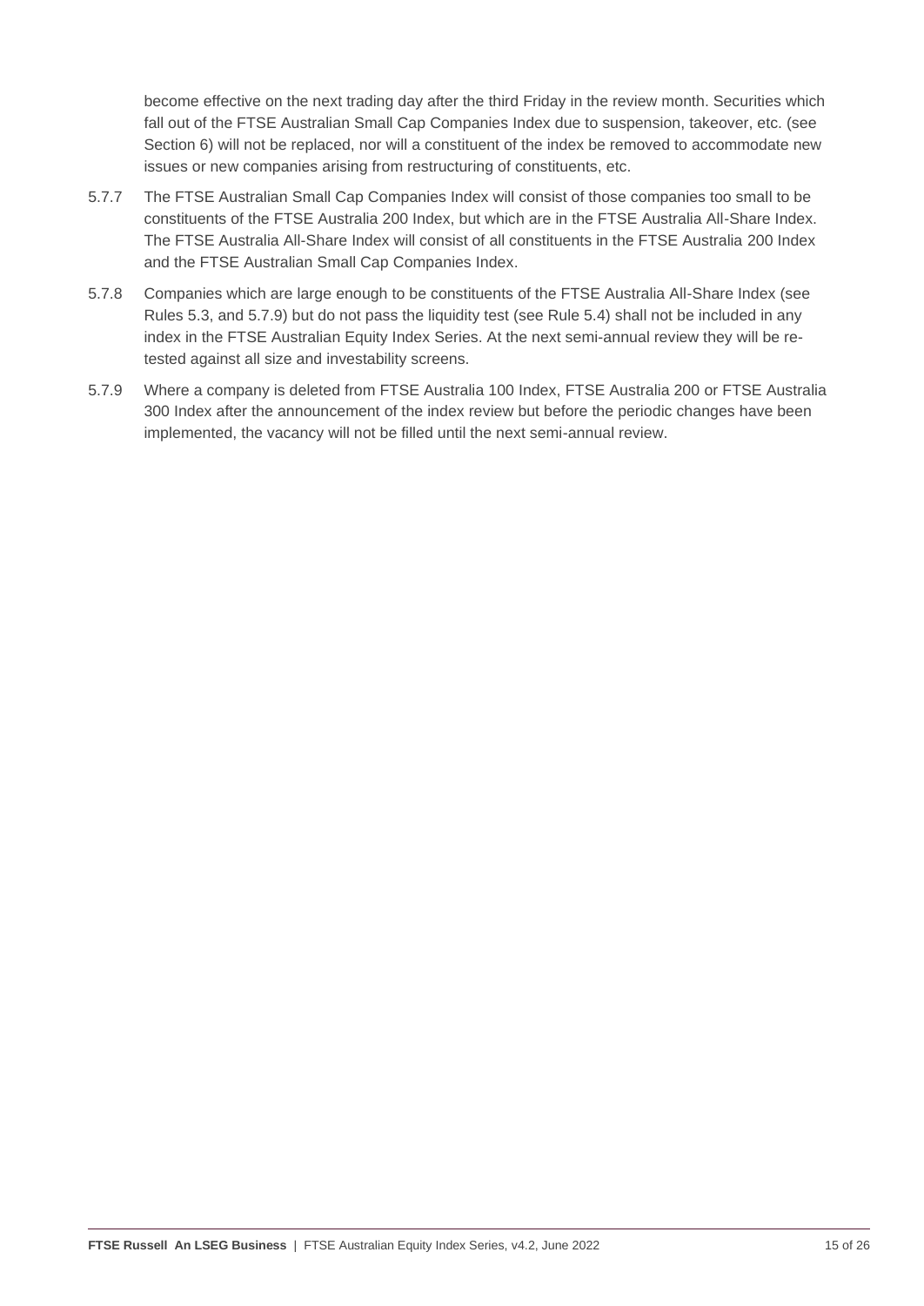become effective on the next trading day after the third Friday in the review month. Securities which fall out of the FTSE Australian Small Cap Companies Index due to suspension, takeover, etc. (see Section 6) will not be replaced, nor will a constituent of the index be removed to accommodate new issues or new companies arising from restructuring of constituents, etc.

5.7.7 The FTSE Australian Small Cap Companies Index will consist of those companies too small to be constituents of the FTSE Australia 200 Index, but which are in the FTSE Australia All-Share Index. The FTSE Australia All-Share Index will consist of all constituents in the FTSE Australia 200 Index and the FTSE Australian Small Cap Companies Index.

5.7.8 Companies which are large enough to be constituents of the FTSE Australia All-Share Index (see Rules 5.3, and 5.7.9) but do not pass the liquidity test (see Rule 5.4) shall not be included in any index in the FTSE Australian Equity Index Series. At the next semi-annual review they will be re-tested against all size and investability screens.

5.7.9 Where a company is deleted from FTSE Australia 100 Index, FTSE Australia 200 or FTSE Australia 300 Index after the announcement of the index review but before the periodic changes have been implemented, the vacancy will not be filled until the next semi-annual review.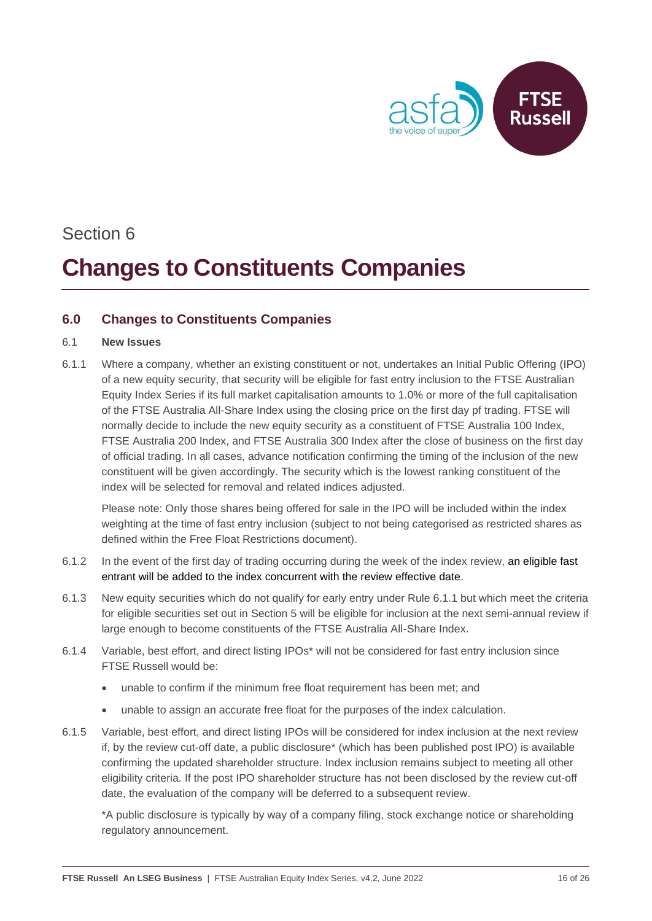Section 6

# Changes to Constituents Companies

## 6.0 Changes to Constituents Companies

### 6.1 New Issues

6.1.1 Where a company, whether an existing constituent or not, undertakes an Initial Public Offering (IPO) of a new equity security, that security will be eligible for fast entry inclusion to the FTSE Australian Equity Index Series if its full market capitalisation amounts to 1.0% or more of the full capitalisation of the FTSE Australia All-Share Index using the closing price on the first day pf trading. FTSE will normally decide to include the new equity security as a constituent of FTSE Australia 100 Index, FTSE Australia 200 Index, and FTSE Australia 300 Index after the close of business on the first day of official trading. In all cases, advance notification confirming the timing of the inclusion of the new constituent will be given accordingly. The security which is the lowest ranking constituent of the index will be selected for removal and related indices adjusted.

Please note: Only those shares being offered for sale in the IPO will be included within the index weighting at the time of fast entry inclusion (subject to not being categorised as restricted shares as defined within the Free Float Restrictions document).

6.1.2 In the event of the first day of trading occurring during the week of the index review, an eligible fast entrant will be added to the index concurrent with the review effective date.

6.1.3 New equity securities which do not qualify for early entry under Rule 6.1.1 but which meet the criteria for eligible securities set out in Section 5 will be eligible for inclusion at the next semi-annual review if large enough to become constituents of the FTSE Australia All-Share Index.

6.1.4 Variable, best effort, and direct listing IPOs* will not be considered for fast entry inclusion since FTSE Russell would be:

- unable to confirm if the minimum free float requirement has been met; and
- unable to assign an accurate free float for the purposes of the index calculation.

6.1.5 Variable, best effort, and direct listing IPOs will be considered for index inclusion at the next review if, by the review cut-off date, a public disclosure* (which has been published post IPO) is available confirming the updated shareholder structure. Index inclusion remains subject to meeting all other eligibility criteria. If the post IPO shareholder structure has not been disclosed by the review cut-off date, the evaluation of the company will be deferred to a subsequent review.

*A public disclosure is typically by way of a company filing, stock exchange notice or shareholding regulatory announcement.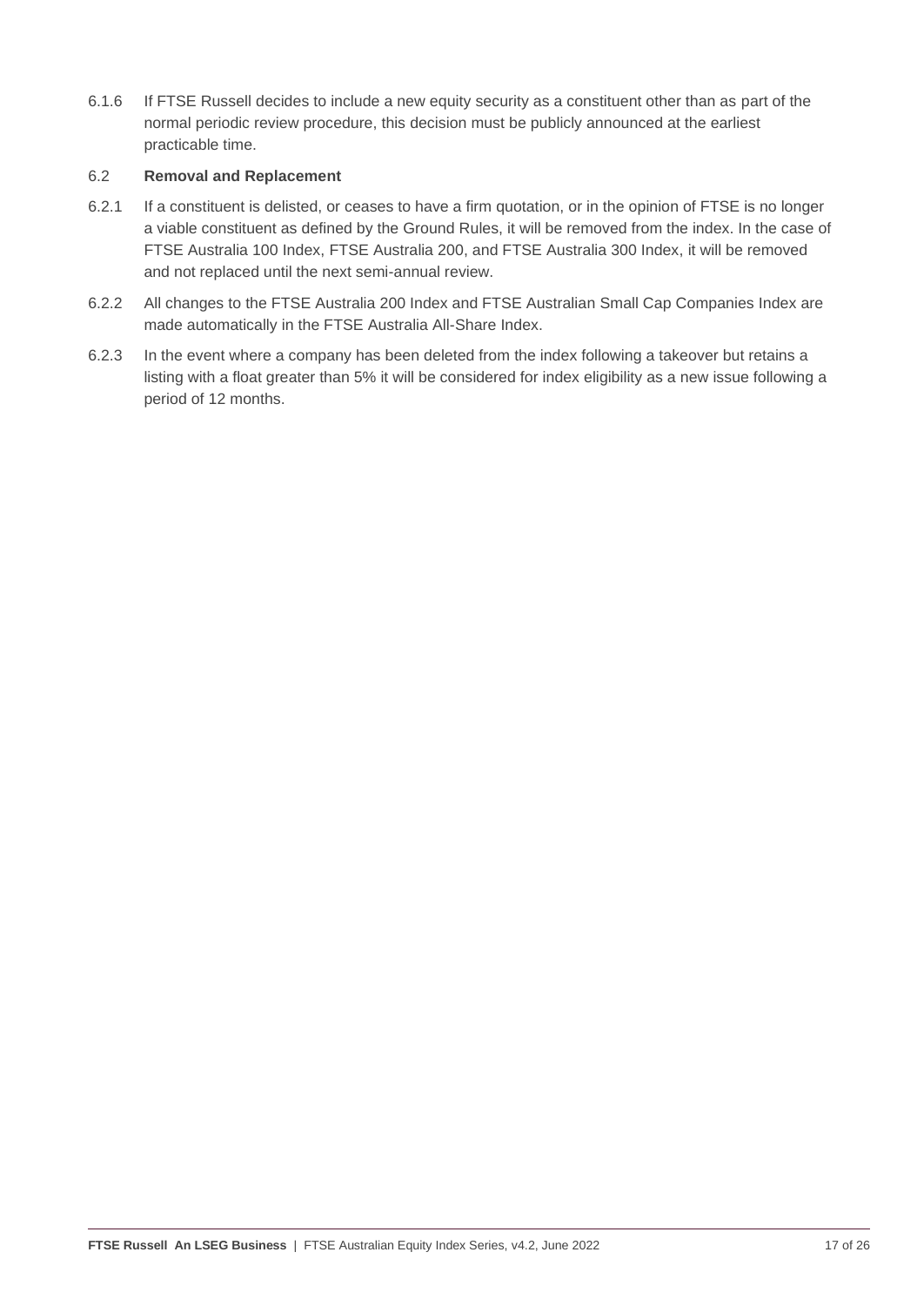6.1.6 If FTSE Russell decides to include a new equity security as a constituent other than as part of the normal periodic review procedure, this decision must be publicly announced at the earliest practicable time.

### 6.2 Removal and Replacement

6.2.1 If a constituent is delisted, or ceases to have a firm quotation, or in the opinion of FTSE is no longer a viable constituent as defined by the Ground Rules, it will be removed from the index. In the case of FTSE Australia 100 Index, FTSE Australia 200, and FTSE Australia 300 Index, it will be removed and not replaced until the next semi-annual review.

6.2.2 All changes to the FTSE Australia 200 Index and FTSE Australian Small Cap Companies Index are made automatically in the FTSE Australia All-Share Index.

6.2.3 In the event where a company has been deleted from the index following a takeover but retains a listing with a float greater than 5% it will be considered for index eligibility as a new issue following a period of 12 months.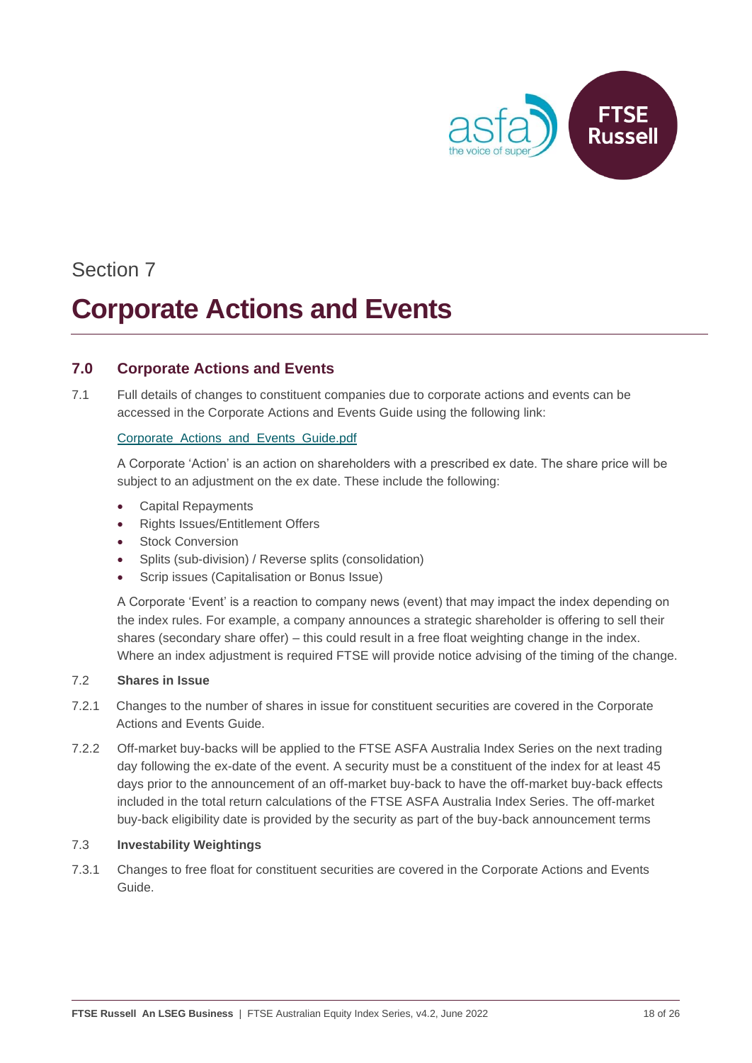Section 7

# Corporate Actions and Events

## 7.0 Corporate Actions and Events

7.1 Full details of changes to constituent companies due to corporate actions and events can be accessed in the Corporate Actions and Events Guide using the following link:

Corporate_Actions_and_Events_Guide.pdf

A Corporate 'Action' is an action on shareholders with a prescribed ex date. The share price will be subject to an adjustment on the ex date. These include the following:

- Capital Repayments
- Rights Issues/Entitlement Offers
- Stock Conversion
- Splits (sub-division) / Reverse splits (consolidation)
- Scrip issues (Capitalisation or Bonus Issue)

A Corporate 'Event' is a reaction to company news (event) that may impact the index depending on the index rules. For example, a company announces a strategic shareholder is offering to sell their shares (secondary share offer) – this could result in a free float weighting change in the index. Where an index adjustment is required FTSE will provide notice advising of the timing of the change.

7.2 **Shares in Issue**

7.2.1 Changes to the number of shares in issue for constituent securities are covered in the Corporate Actions and Events Guide.

7.2.2 Off-market buy-backs will be applied to the FTSE ASFA Australia Index Series on the next trading day following the ex-date of the event. A security must be a constituent of the index for at least 45 days prior to the announcement of an off-market buy-back to have the off-market buy-back effects included in the total return calculations of the FTSE ASFA Australia Index Series. The off-market buy-back eligibility date is provided by the security as part of the buy-back announcement terms

7.3 **Investability Weightings**

7.3.1 Changes to free float for constituent securities are covered in the Corporate Actions and Events Guide.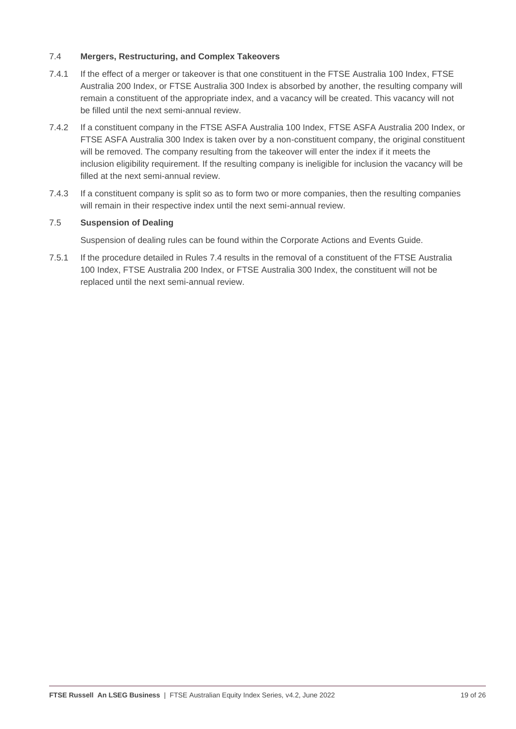### 7.4 Mergers, Restructuring, and Complex Takeovers

7.4.1 If the effect of a merger or takeover is that one constituent in the FTSE Australia 100 Index, FTSE Australia 200 Index, or FTSE Australia 300 Index is absorbed by another, the resulting company will remain a constituent of the appropriate index, and a vacancy will be created. This vacancy will not be filled until the next semi-annual review.

7.4.2 If a constituent company in the FTSE ASFA Australia 100 Index, FTSE ASFA Australia 200 Index, or FTSE ASFA Australia 300 Index is taken over by a non-constituent company, the original constituent will be removed. The company resulting from the takeover will enter the index if it meets the inclusion eligibility requirement. If the resulting company is ineligible for inclusion the vacancy will be filled at the next semi-annual review.

7.4.3 If a constituent company is split so as to form two or more companies, then the resulting companies will remain in their respective index until the next semi-annual review.

### 7.5 Suspension of Dealing

Suspension of dealing rules can be found within the Corporate Actions and Events Guide.

7.5.1 If the procedure detailed in Rules 7.4 results in the removal of a constituent of the FTSE Australia 100 Index, FTSE Australia 200 Index, or FTSE Australia 300 Index, the constituent will not be replaced until the next semi-annual review.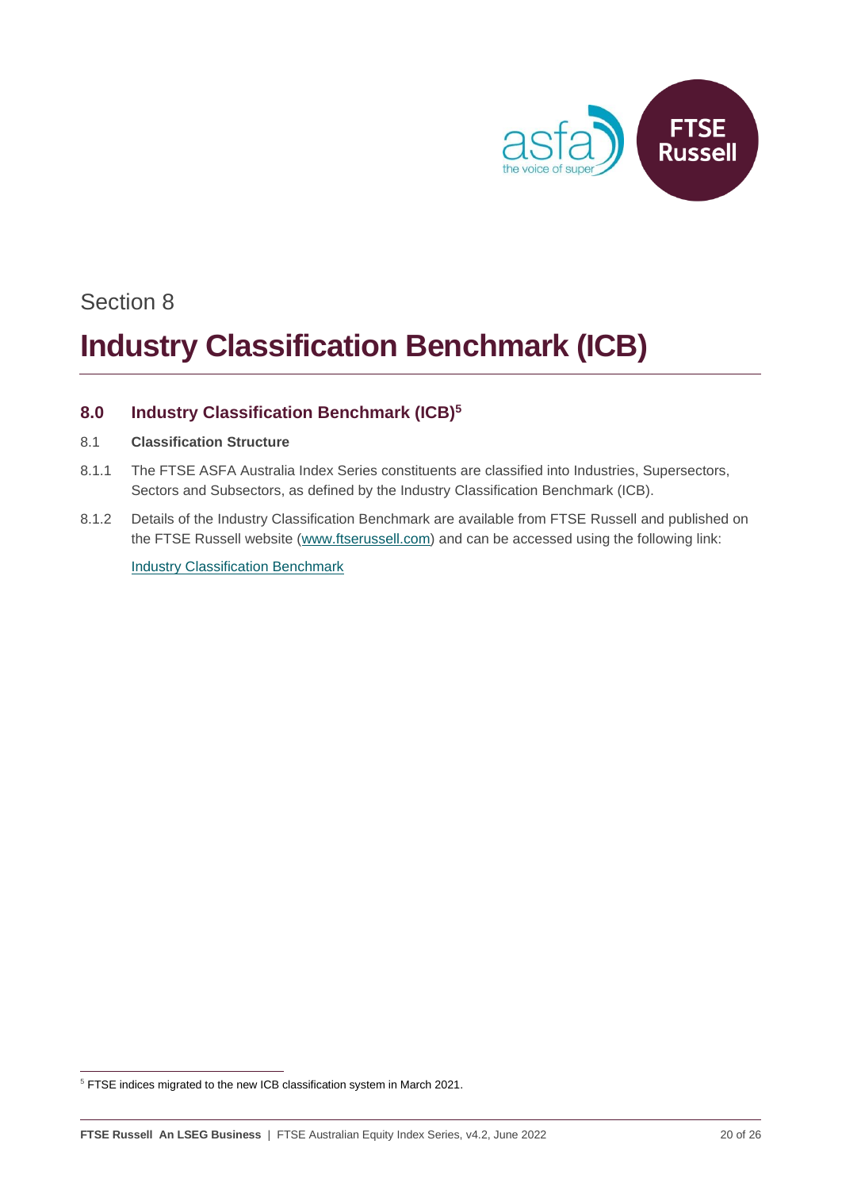Section 8

# Industry Classification Benchmark (ICB)

## 8.0 Industry Classification Benchmark (ICB)[5]

### 8.1 Classification Structure

8.1.1 The FTSE ASFA Australia Index Series constituents are classified into Industries, Supersectors, Sectors and Subsectors, as defined by the Industry Classification Benchmark (ICB).

8.1.2 Details of the Industry Classification Benchmark are available from FTSE Russell and published on the FTSE Russell website (www.ftserussell.com) and can be accessed using the following link:

Industry Classification Benchmark

[5] FTSE indices migrated to the new ICB classification system in March 2021.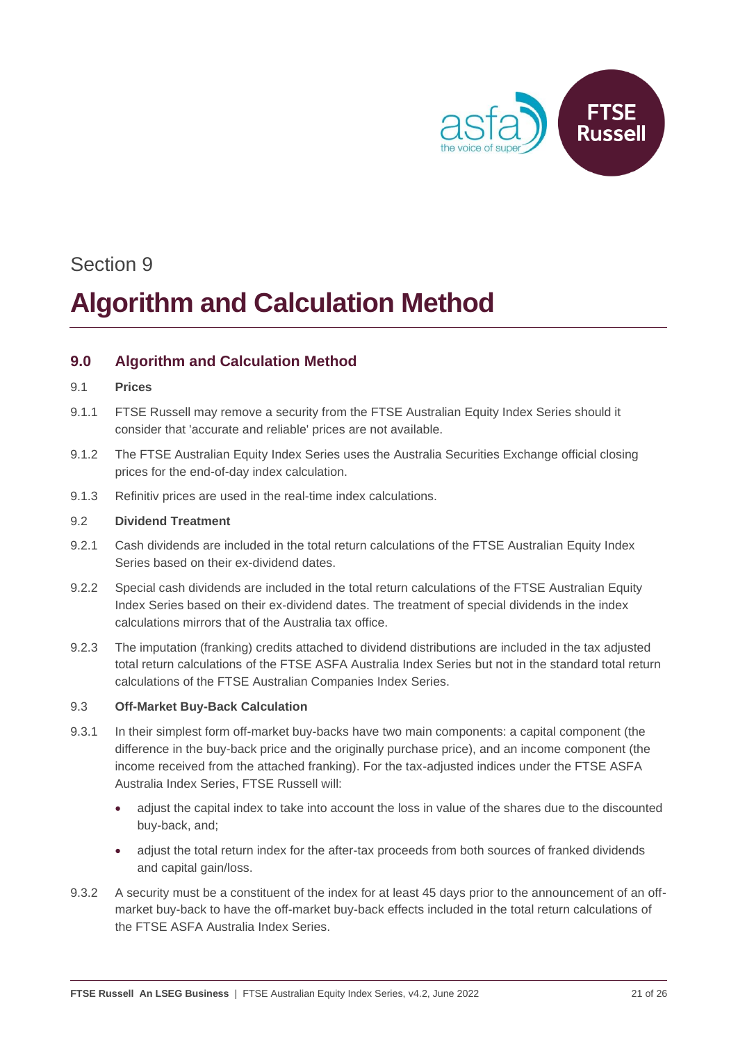Section 9

# Algorithm and Calculation Method

## 9.0 Algorithm and Calculation Method

### 9.1 Prices

9.1.1 FTSE Russell may remove a security from the FTSE Australian Equity Index Series should it consider that 'accurate and reliable' prices are not available.

9.1.2 The FTSE Australian Equity Index Series uses the Australia Securities Exchange official closing prices for the end-of-day index calculation.

9.1.3 Refinitiv prices are used in the real-time index calculations.

### 9.2 Dividend Treatment

9.2.1 Cash dividends are included in the total return calculations of the FTSE Australian Equity Index Series based on their ex-dividend dates.

9.2.2 Special cash dividends are included in the total return calculations of the FTSE Australian Equity Index Series based on their ex-dividend dates. The treatment of special dividends in the index calculations mirrors that of the Australia tax office.

9.2.3 The imputation (franking) credits attached to dividend distributions are included in the tax adjusted total return calculations of the FTSE ASFA Australia Index Series but not in the standard total return calculations of the FTSE Australian Companies Index Series.

### 9.3 Off-Market Buy-Back Calculation

9.3.1 In their simplest form off-market buy-backs have two main components: a capital component (the difference in the buy-back price and the originally purchase price), and an income component (the income received from the attached franking). For the tax-adjusted indices under the FTSE ASFA Australia Index Series, FTSE Russell will:

- adjust the capital index to take into account the loss in value of the shares due to the discounted buy-back, and;
- adjust the total return index for the after-tax proceeds from both sources of franked dividends and capital gain/loss.

9.3.2 A security must be a constituent of the index for at least 45 days prior to the announcement of an off-market buy-back to have the off-market buy-back effects included in the total return calculations of the FTSE ASFA Australia Index Series.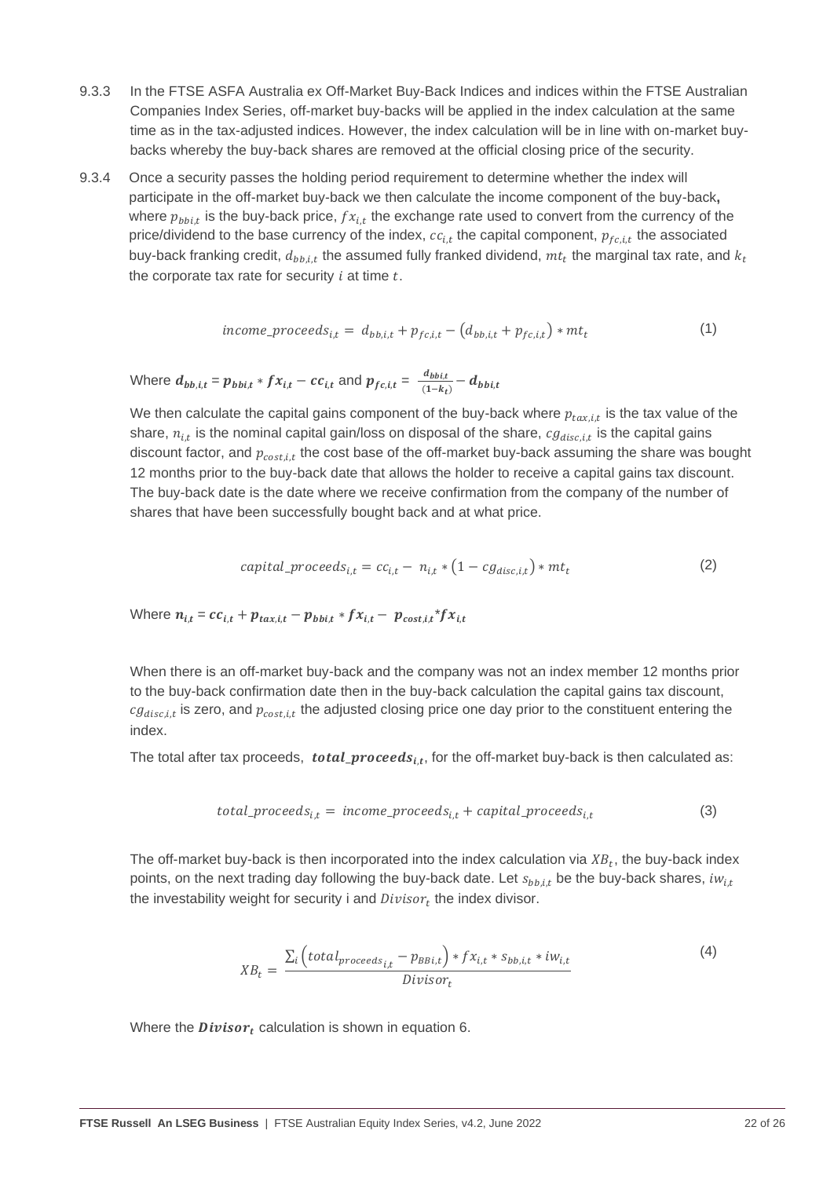9.3.3 In the FTSE ASFA Australia ex Off-Market Buy-Back Indices and indices within the FTSE Australian Companies Index Series, off-market buy-backs will be applied in the index calculation at the same time as in the tax-adjusted indices. However, the index calculation will be in line with on-market buy-backs whereby the buy-back shares are removed at the official closing price of the security.

9.3.4 Once a security passes the holding period requirement to determine whether the index will participate in the off-market buy-back we then calculate the income component of the buy-back**,** where $p_{bbi,t}$ is the buy-back price, $fx_{i,t}$ the exchange rate used to convert from the currency of the price/dividend to the base currency of the index, $cc_{i,t}$ the capital component, $p_{fc,i,t}$ the associated buy-back franking credit, $d_{bb,i,t}$ the assumed fully franked dividend, $mt_t$ the marginal tax rate, and $k_t$ the corporate tax rate for security $i$ at time $t$.

$$income\_proceeds_{i,t} = d_{bb,i,t} + p_{fc,i,t} - \left(d_{bb,i,t} + p_{fc,i,t}\right) * mt_t \tag{1}$$

Where $\boldsymbol{d_{bb,i,t}} = \boldsymbol{p_{bbi,t} * fx_{i,t} - cc_{i,t}}$ and $\boldsymbol{p_{fc,i,t}} = \frac{\boldsymbol{d_{bbi,t}}}{(\boldsymbol{1-k_t})} - \boldsymbol{d_{bbi,t}}$

We then calculate the capital gains component of the buy-back where $p_{tax,i,t}$ is the tax value of the share, $n_{i,t}$ is the nominal capital gain/loss on disposal of the share, $cg_{disc,i,t}$ is the capital gains discount factor, and $p_{cost,i,t}$ the cost base of the off-market buy-back assuming the share was bought 12 months prior to the buy-back date that allows the holder to receive a capital gains tax discount. The buy-back date is the date where we receive confirmation from the company of the number of shares that have been successfully bought back and at what price.

$$capital\_proceeds_{i,t} = cc_{i,t} - n_{i,t} * \left(1 - cg_{disc,i,t}\right) * mt_t \tag{2}$$

Where $\boldsymbol{n_{i,t}} = \boldsymbol{cc_{i,t} + p_{tax,i,t} - p_{bbi,t} * fx_{i,t} - p_{cost,i,t} * fx_{i,t}}$

When there is an off-market buy-back and the company was not an index member 12 months prior to the buy-back confirmation date then in the buy-back calculation the capital gains tax discount, $cg_{disc,i,t}$ is zero, and $p_{cost,i,t}$ the adjusted closing price one day prior to the constituent entering the index.

The total after tax proceeds, $\boldsymbol{total\_proceeds_{i,t}}$, for the off-market buy-back is then calculated as:

$$total\_proceeds_{i,t} = income\_proceeds_{i,t} + capital\_proceeds_{i,t} \tag{3}$$

The off-market buy-back is then incorporated into the index calculation via $XB_t$, the buy-back index points, on the next trading day following the buy-back date. Let $s_{bb,i,t}$ be the buy-back shares, $iw_{i,t}$ the investability weight for security i and $Divisor_t$ the index divisor.

$$XB_t = \frac{\sum_i \left(total_{proceeds_{i,t}} - p_{BBi,t}\right) * fx_{i,t} * s_{bb,i,t} * iw_{i,t}}{Divisor_t} \tag{4}$$

Where the $\boldsymbol{Divisor_t}$ calculation is shown in equation 6.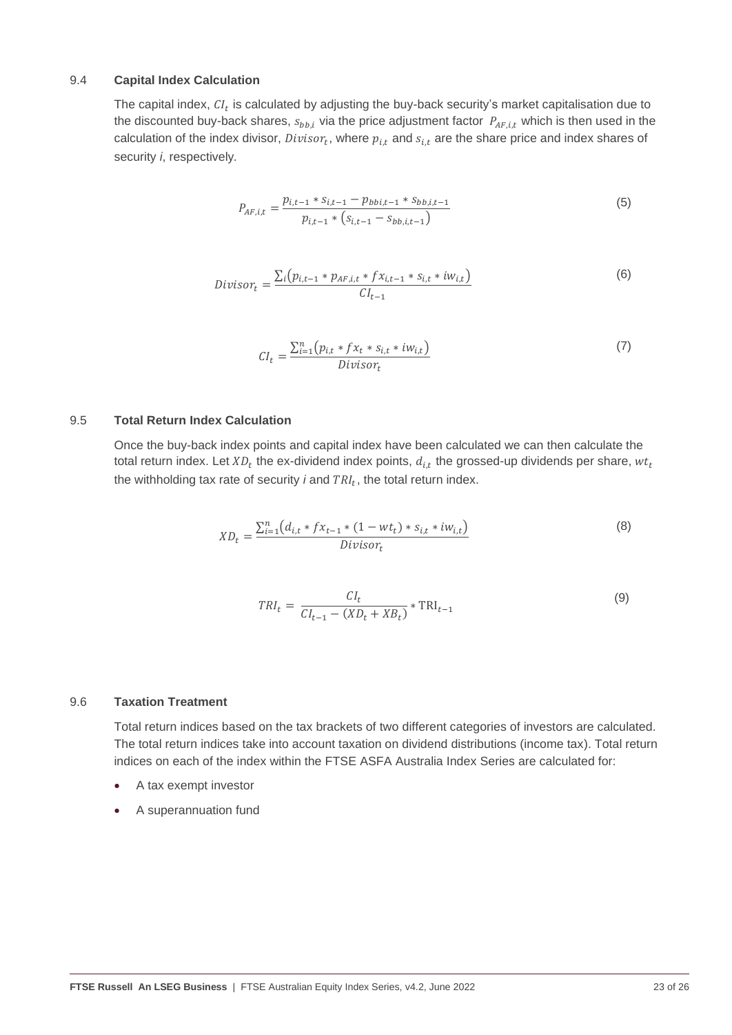### 9.4 Capital Index Calculation

The capital index, $CI_t$ is calculated by adjusting the buy-back security's market capitalisation due to the discounted buy-back shares, $s_{bb,i}$ via the price adjustment factor $P_{AF,i,t}$ which is then used in the calculation of the index divisor, $Divisor_t$, where $p_{i,t}$ and $s_{i,t}$ are the share price and index shares of security *i*, respectively.

$$P_{AF,i,t} = \frac{p_{i,t-1} * s_{i,t-1} - p_{bbi,t-1} * s_{bb,i,t-1}}{p_{i,t-1} * \left(s_{i,t-1} - s_{bb,i,t-1}\right)} \tag{5}$$

$$Divisor_t = \frac{\sum_i \left(p_{i,t-1} * p_{AF,i,t} * fx_{i,t-1} * s_{i,t} * iw_{i,t}\right)}{CI_{t-1}} \tag{6}$$

$$CI_t = \frac{\sum_{i=1}^{n} \left(p_{i,t} * fx_t * s_{i,t} * iw_{i,t}\right)}{Divisor_t} \tag{7}$$

### 9.5 Total Return Index Calculation

Once the buy-back index points and capital index have been calculated we can then calculate the total return index. Let $XD_t$ the ex-dividend index points, $d_{i,t}$ the grossed-up dividends per share, $wt_t$ the withholding tax rate of security *i* and $TRI_t$, the total return index.

$$XD_t = \frac{\sum_{i=1}^{n} \left(d_{i,t} * fx_{t-1} * (1 - wt_t) * s_{i,t} * iw_{i,t}\right)}{Divisor_t} \tag{8}$$

$$TRI_t = \frac{CI_t}{CI_{t-1} - (XD_t + XB_t)} * \mathrm{TRI}_{t-1} \tag{9}$$

### 9.6 Taxation Treatment

Total return indices based on the tax brackets of two different categories of investors are calculated. The total return indices take into account taxation on dividend distributions (income tax). Total return indices on each of the index within the FTSE ASFA Australia Index Series are calculated for:

- A tax exempt investor
- A superannuation fund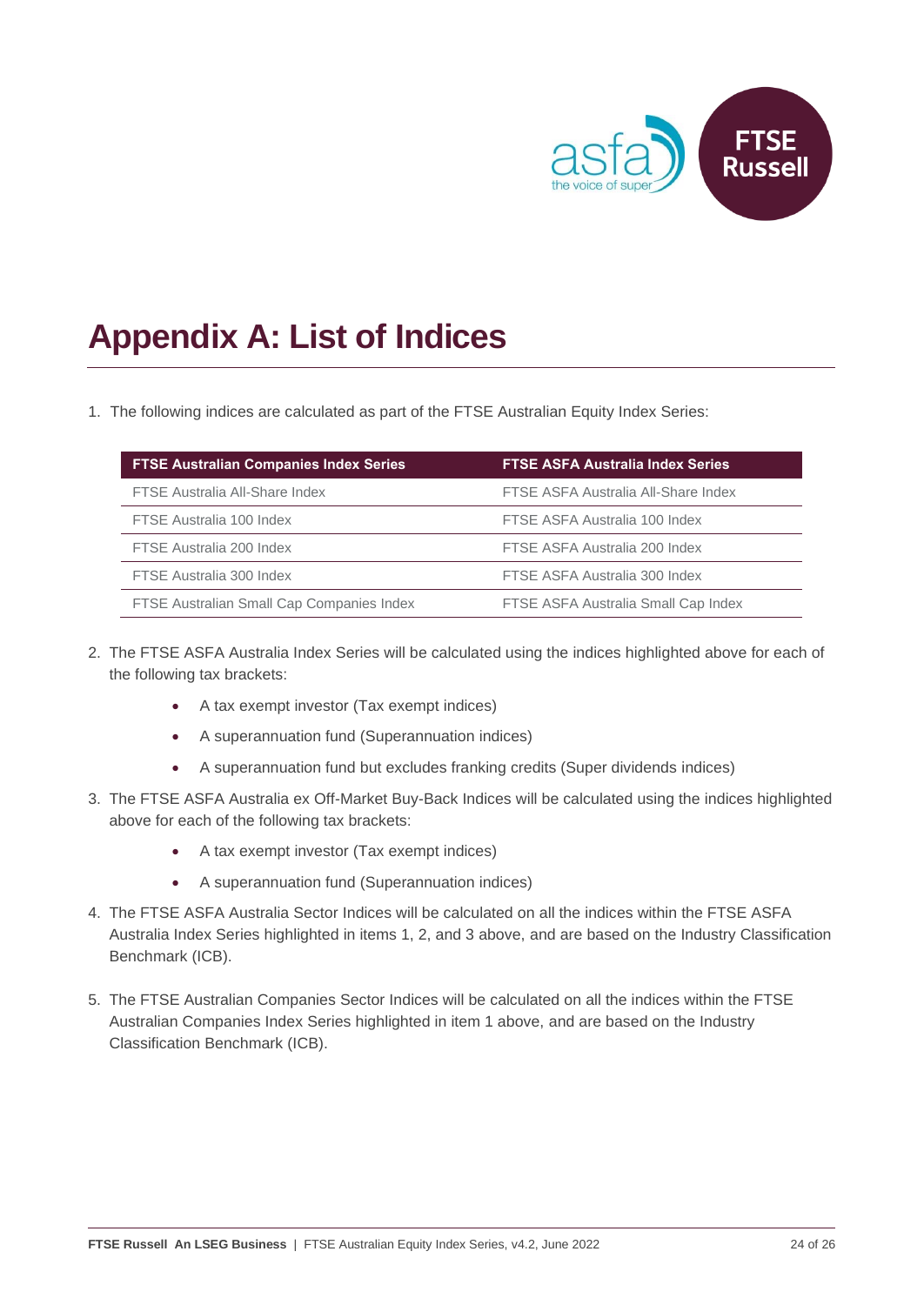# Appendix A: List of Indices

1. The following indices are calculated as part of the FTSE Australian Equity Index Series:

| FTSE Australian Companies Index Series | FTSE ASFA Australia Index Series |
|---|---|
| FTSE Australia All-Share Index | FTSE ASFA Australia All-Share Index |
| FTSE Australia 100 Index | FTSE ASFA Australia 100 Index |
| FTSE Australia 200 Index | FTSE ASFA Australia 200 Index |
| FTSE Australia 300 Index | FTSE ASFA Australia 300 Index |
| FTSE Australian Small Cap Companies Index | FTSE ASFA Australia Small Cap Index |

2. The FTSE ASFA Australia Index Series will be calculated using the indices highlighted above for each of the following tax brackets:
   - A tax exempt investor (Tax exempt indices)
   - A superannuation fund (Superannuation indices)
   - A superannuation fund but excludes franking credits (Super dividends indices)
3. The FTSE ASFA Australia ex Off-Market Buy-Back Indices will be calculated using the indices highlighted above for each of the following tax brackets:
   - A tax exempt investor (Tax exempt indices)
   - A superannuation fund (Superannuation indices)
4. The FTSE ASFA Australia Sector Indices will be calculated on all the indices within the FTSE ASFA Australia Index Series highlighted in items 1, 2, and 3 above, and are based on the Industry Classification Benchmark (ICB).
5. The FTSE Australian Companies Sector Indices will be calculated on all the indices within the FTSE Australian Companies Index Series highlighted in item 1 above, and are based on the Industry Classification Benchmark (ICB).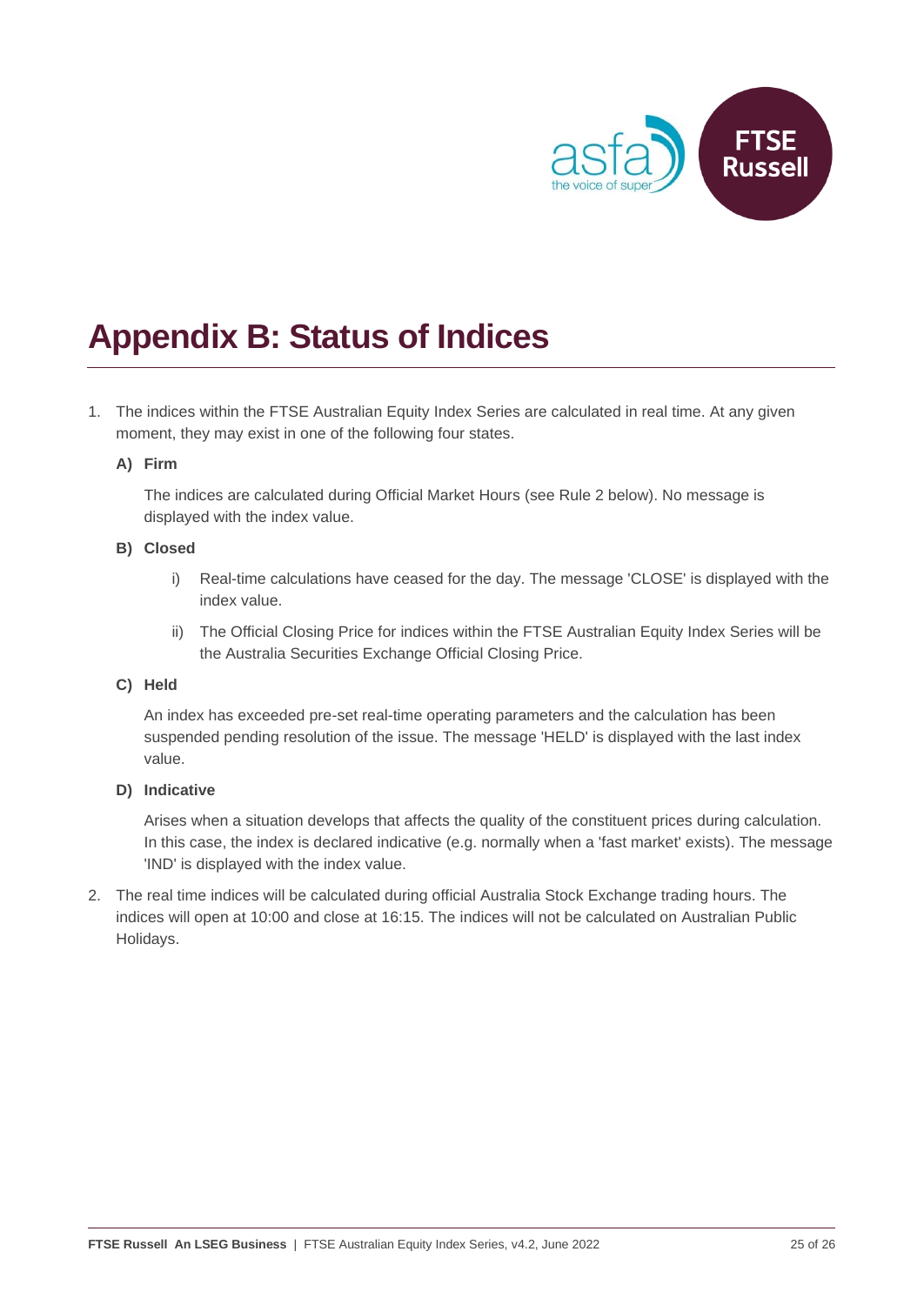# Appendix B: Status of Indices

1. The indices within the FTSE Australian Equity Index Series are calculated in real time. At any given moment, they may exist in one of the following four states.

   **A) Firm**

   The indices are calculated during Official Market Hours (see Rule 2 below). No message is displayed with the index value.

   **B) Closed**

   i) Real-time calculations have ceased for the day. The message 'CLOSE' is displayed with the index value.

   ii) The Official Closing Price for indices within the FTSE Australian Equity Index Series will be the Australia Securities Exchange Official Closing Price.

   **C) Held**

   An index has exceeded pre-set real-time operating parameters and the calculation has been suspended pending resolution of the issue. The message 'HELD' is displayed with the last index value.

   **D) Indicative**

   Arises when a situation develops that affects the quality of the constituent prices during calculation. In this case, the index is declared indicative (e.g. normally when a 'fast market' exists). The message 'IND' is displayed with the index value.

2. The real time indices will be calculated during official Australia Stock Exchange trading hours. The indices will open at 10:00 and close at 16:15. The indices will not be calculated on Australian Public Holidays.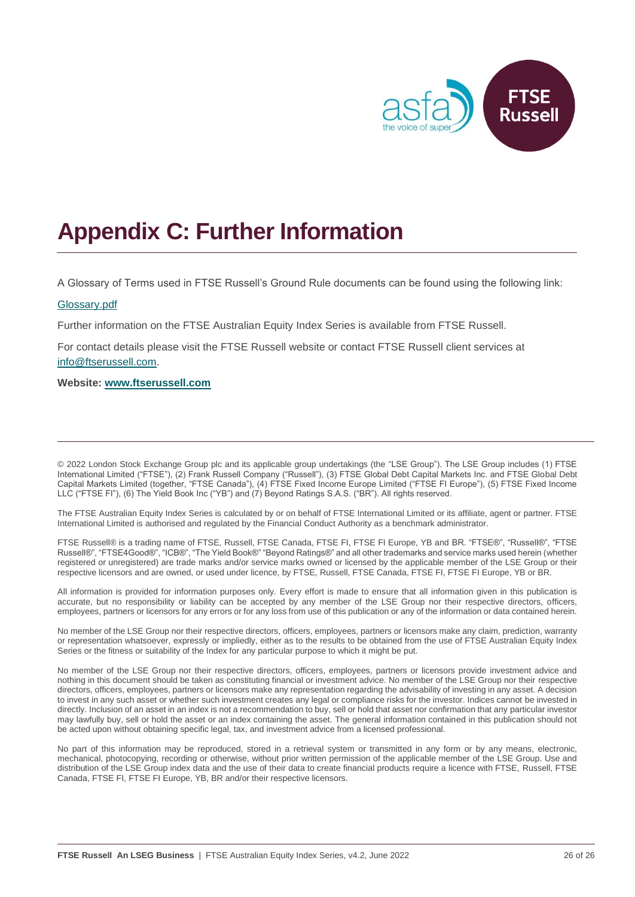# Appendix C: Further Information

A Glossary of Terms used in FTSE Russell's Ground Rule documents can be found using the following link:

Glossary.pdf

Further information on the FTSE Australian Equity Index Series is available from FTSE Russell.

For contact details please visit the FTSE Russell website or contact FTSE Russell client services at info@ftserussell.com.

**Website: www.ftserussell.com**

© 2022 London Stock Exchange Group plc and its applicable group undertakings (the "LSE Group"). The LSE Group includes (1) FTSE International Limited ("FTSE"), (2) Frank Russell Company ("Russell"), (3) FTSE Global Debt Capital Markets Inc. and FTSE Global Debt Capital Markets Limited (together, "FTSE Canada"), (4) FTSE Fixed Income Europe Limited ("FTSE FI Europe"), (5) FTSE Fixed Income LLC ("FTSE FI"), (6) The Yield Book Inc ("YB") and (7) Beyond Ratings S.A.S. ("BR"). All rights reserved.

The FTSE Australian Equity Index Series is calculated by or on behalf of FTSE International Limited or its affiliate, agent or partner. FTSE International Limited is authorised and regulated by the Financial Conduct Authority as a benchmark administrator.

FTSE Russell® is a trading name of FTSE, Russell, FTSE Canada, FTSE FI, FTSE FI Europe, YB and BR. "FTSE®", "Russell®", "FTSE Russell®", "FTSE4Good®", "ICB®", "The Yield Book®" "Beyond Ratings®" and all other trademarks and service marks used herein (whether registered or unregistered) are trade marks and/or service marks owned or licensed by the applicable member of the LSE Group or their respective licensors and are owned, or used under licence, by FTSE, Russell, FTSE Canada, FTSE FI, FTSE FI Europe, YB or BR.

All information is provided for information purposes only. Every effort is made to ensure that all information given in this publication is accurate, but no responsibility or liability can be accepted by any member of the LSE Group nor their respective directors, officers, employees, partners or licensors for any errors or for any loss from use of this publication or any of the information or data contained herein.

No member of the LSE Group nor their respective directors, officers, employees, partners or licensors make any claim, prediction, warranty or representation whatsoever, expressly or impliedly, either as to the results to be obtained from the use of FTSE Australian Equity Index Series or the fitness or suitability of the Index for any particular purpose to which it might be put.

No member of the LSE Group nor their respective directors, officers, employees, partners or licensors provide investment advice and nothing in this document should be taken as constituting financial or investment advice. No member of the LSE Group nor their respective directors, officers, employees, partners or licensors make any representation regarding the advisability of investing in any asset. A decision to invest in any such asset or whether such investment creates any legal or compliance risks for the investor. Indices cannot be invested in directly. Inclusion of an asset in an index is not a recommendation to buy, sell or hold that asset nor confirmation that any particular investor may lawfully buy, sell or hold the asset or an index containing the asset. The general information contained in this publication should not be acted upon without obtaining specific legal, tax, and investment advice from a licensed professional.

No part of this information may be reproduced, stored in a retrieval system or transmitted in any form or by any means, electronic, mechanical, photocopying, recording or otherwise, without prior written permission of the applicable member of the LSE Group. Use and distribution of the LSE Group index data and the use of their data to create financial products require a licence with FTSE, Russell, FTSE Canada, FTSE FI, FTSE FI Europe, YB, BR and/or their respective licensors.